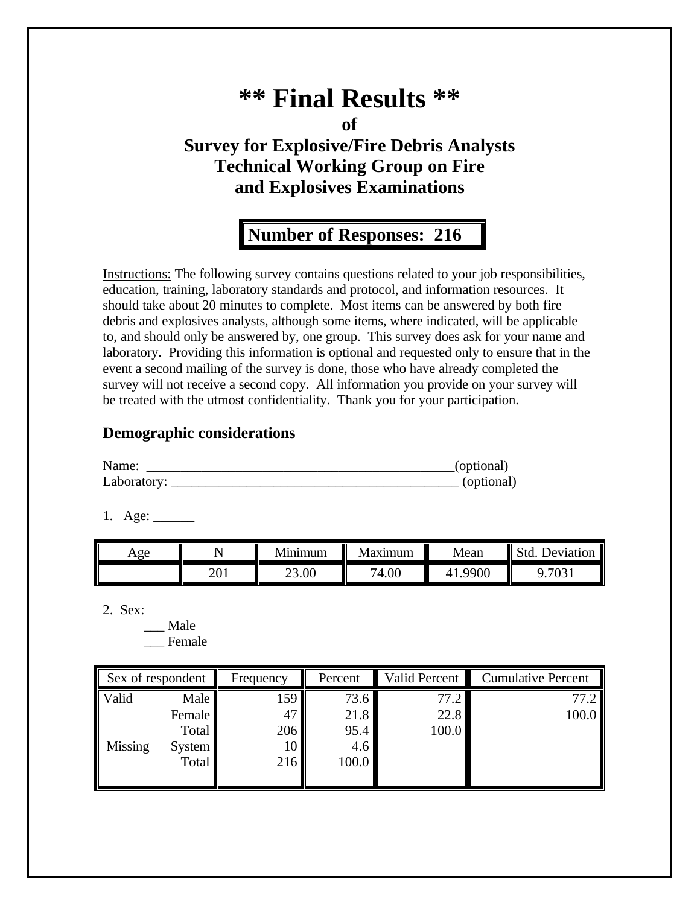# ** Final Results **

## of

## Survey for Explosive/Fire Debris Analysts Technical Working Group on Fire and Explosives Examinations

**Number of Responses: 216**

Instructions: The following survey contains questions related to your job responsibilities, education, training, laboratory standards and protocol, and information resources. It should take about 20 minutes to complete. Most items can be answered by both fire debris and explosives analysts, although some items, where indicated, will be applicable to, and should only be answered by, one group. This survey does ask for your name and laboratory. Providing this information is optional and requested only to ensure that in the event a second mailing of the survey is done, those who have already completed the survey will not receive a second copy. All information you provide on your survey will be treated with the utmost confidentiality. Thank you for your participation.

### Demographic considerations

Name: _____________________________________________(optional)

Laboratory: __________________________________________ (optional)

1. Age: ______

| Age | N | Minimum | Maximum | Mean | Std. Deviation |
|---|---|---|---|---|---|
| | 201 | 23.00 | 74.00 | 41.9900 | 9.7031 |

2. Sex:

___ Male

___ Female

| Sex of respondent | | Frequency | Percent | Valid Percent | Cumulative Percent |
|---|---|---|---|---|---|
| Valid | Male | 159 | 73.6 | 77.2 | 77.2 |
| | Female | 47 | 21.8 | 22.8 | 100.0 |
| | Total | 206 | 95.4 | 100.0 | |
| Missing | System | 10 | 4.6 | | |
| | Total | 216 | 100.0 | | |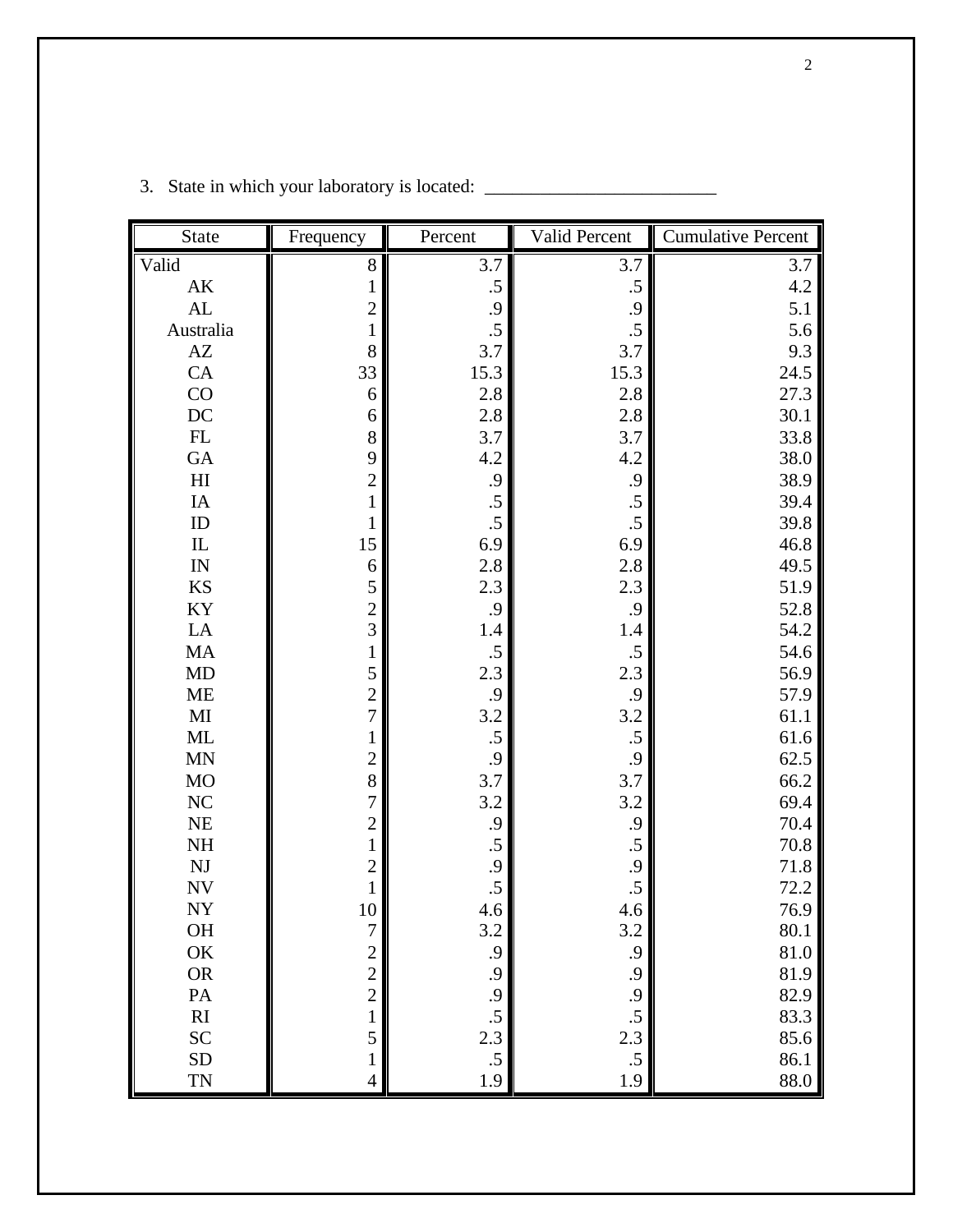3. State in which your laboratory is located: _________________________

| State | Frequency | Percent | Valid Percent | Cumulative Percent |
|---|---|---|---|---|
| Valid | 8 | 3.7 | 3.7 | 3.7 |
| AK | 1 | .5 | .5 | 4.2 |
| AL | 2 | .9 | .9 | 5.1 |
| Australia | 1 | .5 | .5 | 5.6 |
| AZ | 8 | 3.7 | 3.7 | 9.3 |
| CA | 33 | 15.3 | 15.3 | 24.5 |
| CO | 6 | 2.8 | 2.8 | 27.3 |
| DC | 6 | 2.8 | 2.8 | 30.1 |
| FL | 8 | 3.7 | 3.7 | 33.8 |
| GA | 9 | 4.2 | 4.2 | 38.0 |
| HI | 2 | .9 | .9 | 38.9 |
| IA | 1 | .5 | .5 | 39.4 |
| ID | 1 | .5 | .5 | 39.8 |
| IL | 15 | 6.9 | 6.9 | 46.8 |
| IN | 6 | 2.8 | 2.8 | 49.5 |
| KS | 5 | 2.3 | 2.3 | 51.9 |
| KY | 2 | .9 | .9 | 52.8 |
| LA | 3 | 1.4 | 1.4 | 54.2 |
| MA | 1 | .5 | .5 | 54.6 |
| MD | 5 | 2.3 | 2.3 | 56.9 |
| ME | 2 | .9 | .9 | 57.9 |
| MI | 7 | 3.2 | 3.2 | 61.1 |
| ML | 1 | .5 | .5 | 61.6 |
| MN | 2 | .9 | .9 | 62.5 |
| MO | 8 | 3.7 | 3.7 | 66.2 |
| NC | 7 | 3.2 | 3.2 | 69.4 |
| NE | 2 | .9 | .9 | 70.4 |
| NH | 1 | .5 | .5 | 70.8 |
| NJ | 2 | .9 | .9 | 71.8 |
| NV | 1 | .5 | .5 | 72.2 |
| NY | 10 | 4.6 | 4.6 | 76.9 |
| OH | 7 | 3.2 | 3.2 | 80.1 |
| OK | 2 | .9 | .9 | 81.0 |
| OR | 2 | .9 | .9 | 81.9 |
| PA | 2 | .9 | .9 | 82.9 |
| RI | 1 | .5 | .5 | 83.3 |
| SC | 5 | 2.3 | 2.3 | 85.6 |
| SD | 1 | .5 | .5 | 86.1 |
| TN | 4 | 1.9 | 1.9 | 88.0 |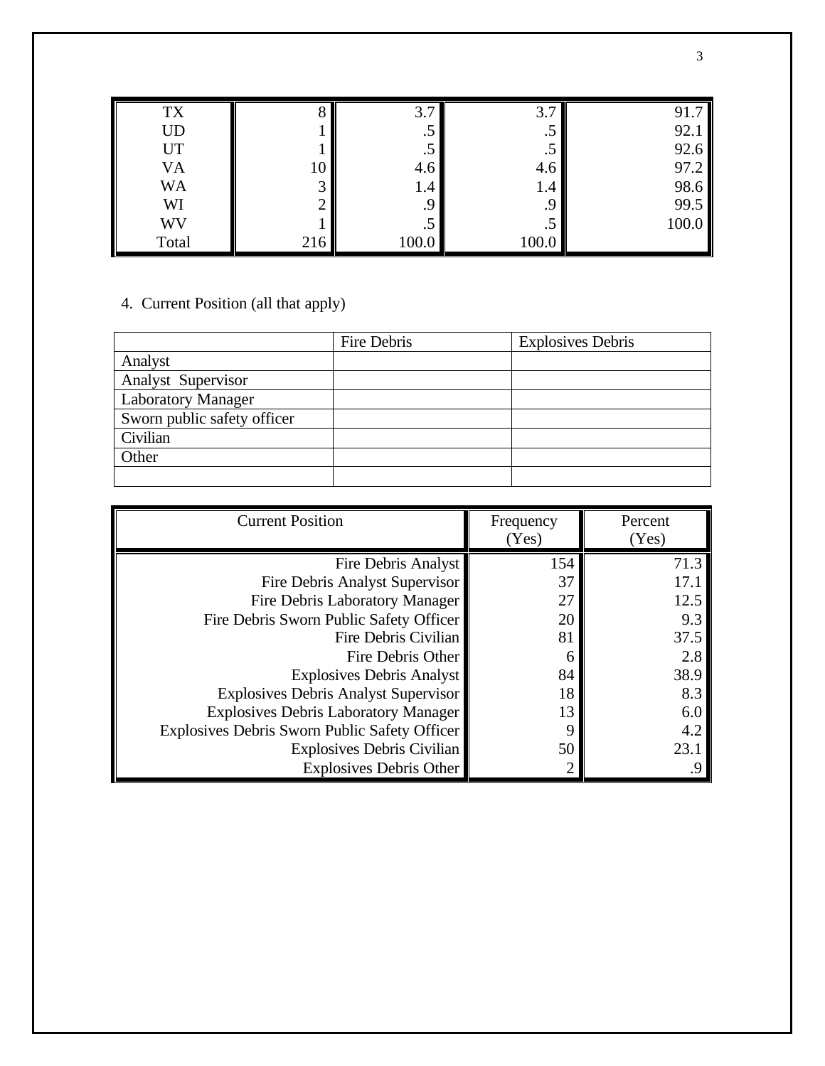| | | | | |
|---|---|---|---|---|
| TX | 8 | 3.7 | 3.7 | 91.7 |
| UD | 1 | .5 | .5 | 92.1 |
| UT | 1 | .5 | .5 | 92.6 |
| VA | 10 | 4.6 | 4.6 | 97.2 |
| WA | 3 | 1.4 | 1.4 | 98.6 |
| WI | 2 | .9 | .9 | 99.5 |
| WV | 1 | .5 | .5 | 100.0 |
| Total | 216 | 100.0 | 100.0 | |

4. Current Position (all that apply)

| | Fire Debris | Explosives Debris |
|---|---|---|
| Analyst | | |
| Analyst Supervisor | | |
| Laboratory Manager | | |
| Sworn public safety officer | | |
| Civilian | | |
| Other | | |
| | | |

| Current Position | Frequency (Yes) | Percent (Yes) |
|---|---|---|
| Fire Debris Analyst | 154 | 71.3 |
| Fire Debris Analyst Supervisor | 37 | 17.1 |
| Fire Debris Laboratory Manager | 27 | 12.5 |
| Fire Debris Sworn Public Safety Officer | 20 | 9.3 |
| Fire Debris Civilian | 81 | 37.5 |
| Fire Debris Other | 6 | 2.8 |
| Explosives Debris Analyst | 84 | 38.9 |
| Explosives Debris Analyst Supervisor | 18 | 8.3 |
| Explosives Debris Laboratory Manager | 13 | 6.0 |
| Explosives Debris Sworn Public Safety Officer | 9 | 4.2 |
| Explosives Debris Civilian | 50 | 23.1 |
| Explosives Debris Other | 2 | .9 |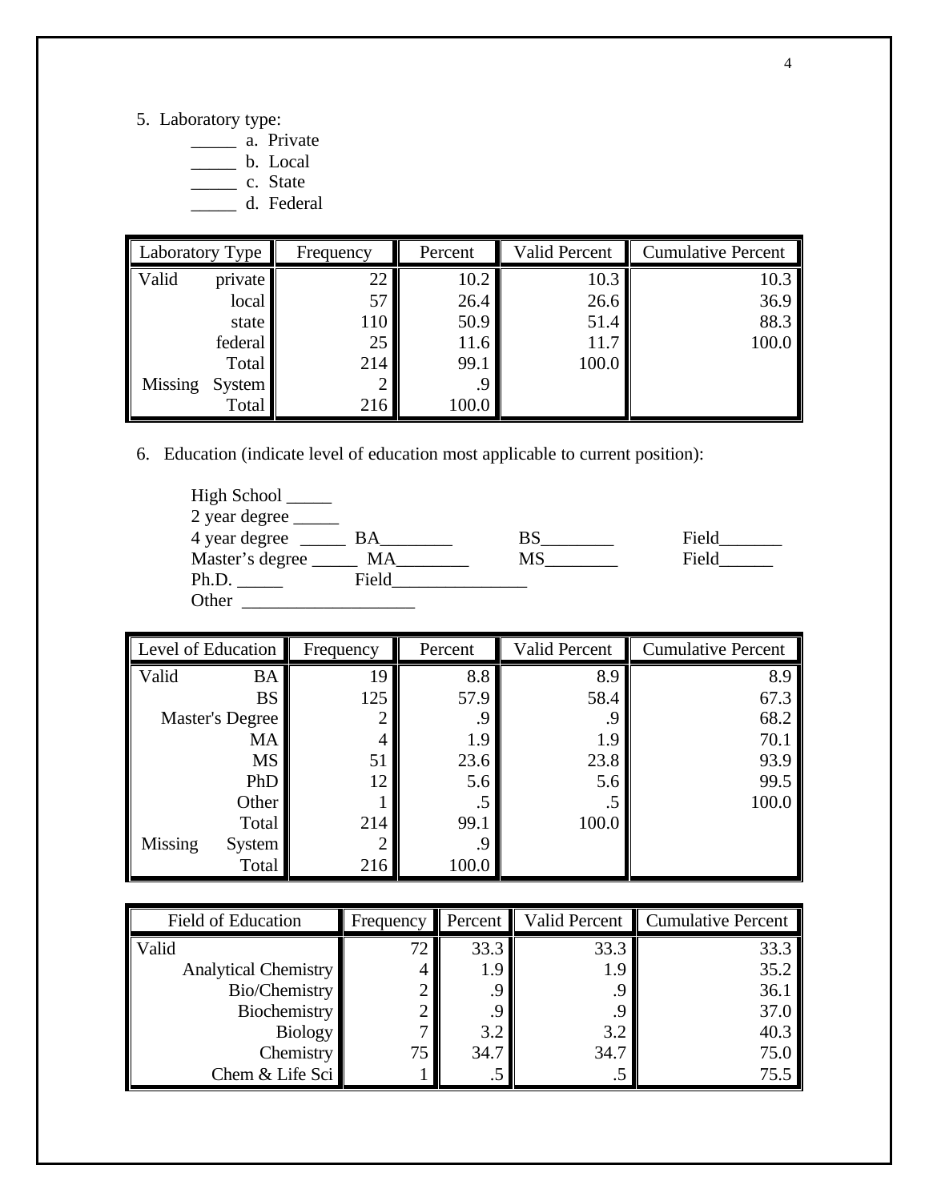5. Laboratory type:
   - _____ a. Private
   - _____ b. Local
   - _____ c. State
   - _____ d. Federal

| Laboratory Type | | Frequency | Percent | Valid Percent | Cumulative Percent |
|---|---|---|---|---|---|
| Valid | private | 22 | 10.2 | 10.3 | 10.3 |
| | local | 57 | 26.4 | 26.6 | 36.9 |
| | state | 110 | 50.9 | 51.4 | 88.3 |
| | federal | 25 | 11.6 | 11.7 | 100.0 |
| | Total | 214 | 99.1 | 100.0 | |
| Missing | System | 2 | .9 | | |
| | Total | 216 | 100.0 | | |

6. Education (indicate level of education most applicable to current position):

High School _____
2 year degree _____
4 year degree _____ BA________ BS________ Field_______
Master's degree _____ MA________ MS________ Field______
Ph.D. _____ Field_______________
Other ___________________

| Level of Education | | Frequency | Percent | Valid Percent | Cumulative Percent |
|---|---|---|---|---|---|
| Valid | BA | 19 | 8.8 | 8.9 | 8.9 |
| | BS | 125 | 57.9 | 58.4 | 67.3 |
| | Master's Degree | 2 | .9 | .9 | 68.2 |
| | MA | 4 | 1.9 | 1.9 | 70.1 |
| | MS | 51 | 23.6 | 23.8 | 93.9 |
| | PhD | 12 | 5.6 | 5.6 | 99.5 |
| | Other | 1 | .5 | .5 | 100.0 |
| | Total | 214 | 99.1 | 100.0 | |
| Missing | System | 2 | .9 | | |
| | Total | 216 | 100.0 | | |

| Field of Education | Frequency | Percent | Valid Percent | Cumulative Percent |
|---|---|---|---|---|
| Valid | 72 | 33.3 | 33.3 | 33.3 |
| Analytical Chemistry | 4 | 1.9 | 1.9 | 35.2 |
| Bio/Chemistry | 2 | .9 | .9 | 36.1 |
| Biochemistry | 2 | .9 | .9 | 37.0 |
| Biology | 7 | 3.2 | 3.2 | 40.3 |
| Chemistry | 75 | 34.7 | 34.7 | 75.0 |
| Chem & Life Sci | 1 | .5 | .5 | 75.5 |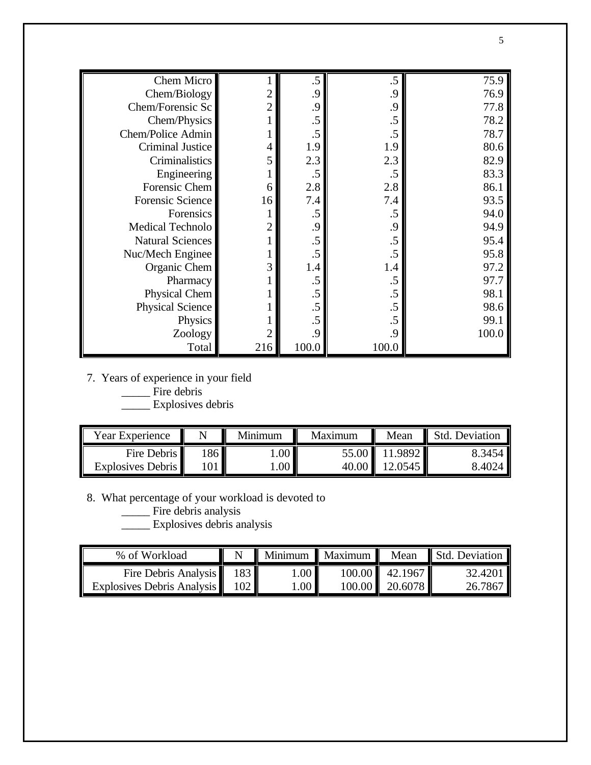| | | | | |
|---|---|---|---|---|
| Chem Micro | 1 | .5 | .5 | 75.9 |
| Chem/Biology | 2 | .9 | .9 | 76.9 |
| Chem/Forensic Sc | 2 | .9 | .9 | 77.8 |
| Chem/Physics | 1 | .5 | .5 | 78.2 |
| Chem/Police Admin | 1 | .5 | .5 | 78.7 |
| Criminal Justice | 4 | 1.9 | 1.9 | 80.6 |
| Criminalistics | 5 | 2.3 | 2.3 | 82.9 |
| Engineering | 1 | .5 | .5 | 83.3 |
| Forensic Chem | 6 | 2.8 | 2.8 | 86.1 |
| Forensic Science | 16 | 7.4 | 7.4 | 93.5 |
| Forensics | 1 | .5 | .5 | 94.0 |
| Medical Technolo | 2 | .9 | .9 | 94.9 |
| Natural Sciences | 1 | .5 | .5 | 95.4 |
| Nuc/Mech Enginee | 1 | .5 | .5 | 95.8 |
| Organic Chem | 3 | 1.4 | 1.4 | 97.2 |
| Pharmacy | 1 | .5 | .5 | 97.7 |
| Physical Chem | 1 | .5 | .5 | 98.1 |
| Physical Science | 1 | .5 | .5 | 98.6 |
| Physics | 1 | .5 | .5 | 99.1 |
| Zoology | 2 | .9 | .9 | 100.0 |
| Total | 216 | 100.0 | 100.0 | |

7. Years of experience in your field

   _____ Fire debris

   _____ Explosives debris

| Year Experience | N | Minimum | Maximum | Mean | Std. Deviation |
|---|---|---|---|---|---|
| Fire Debris | 186 | 1.00 | 55.00 | 11.9892 | 8.3454 |
| Explosives Debris | 101 | 1.00 | 40.00 | 12.0545 | 8.4024 |

8. What percentage of your workload is devoted to

   _____ Fire debris analysis

   _____ Explosives debris analysis

| % of Workload | N | Minimum | Maximum | Mean | Std. Deviation |
|---|---|---|---|---|---|
| Fire Debris Analysis | 183 | 1.00 | 100.00 | 42.1967 | 32.4201 |
| Explosives Debris Analysis | 102 | 1.00 | 100.00 | 20.6078 | 26.7867 |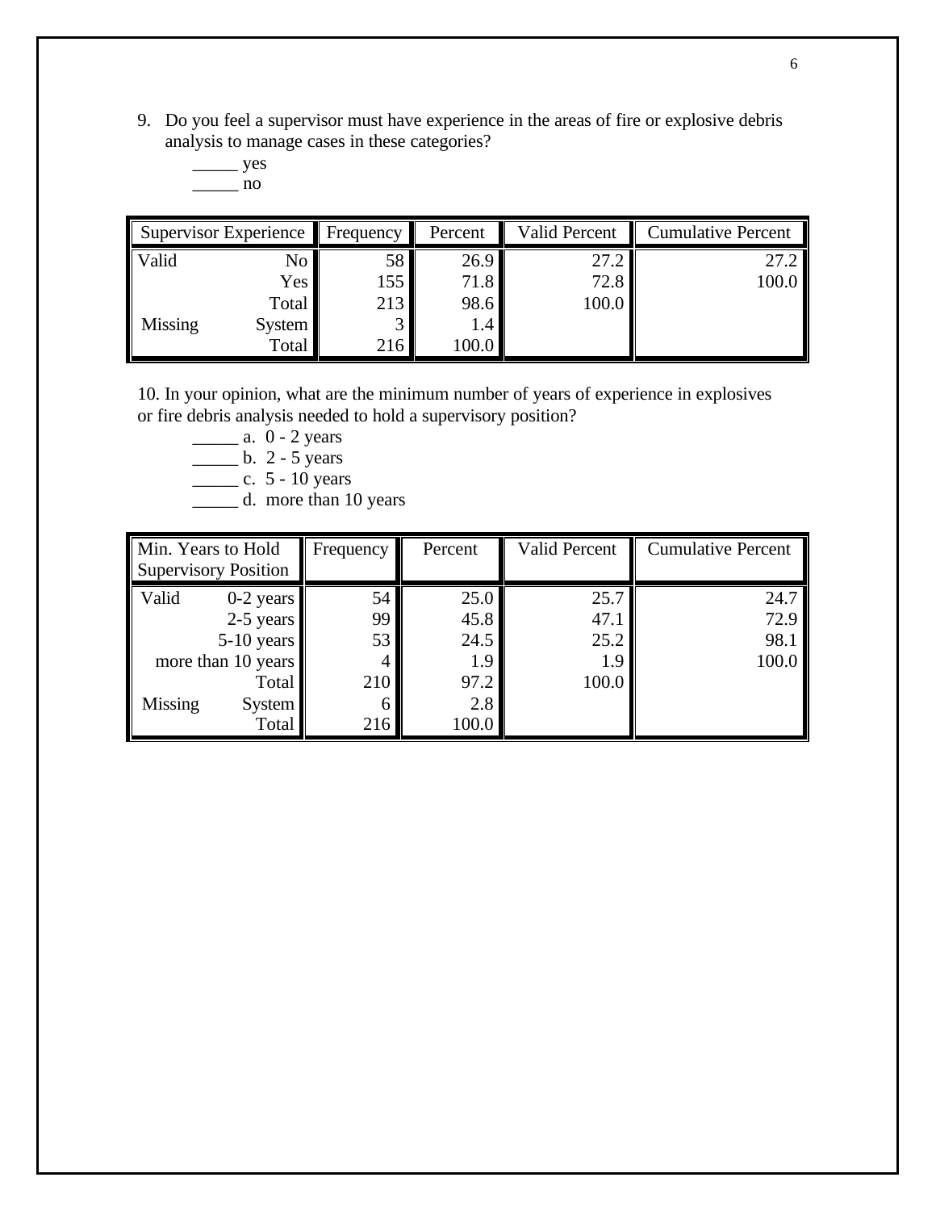9. Do you feel a supervisor must have experience in the areas of fire or explosive debris analysis to manage cases in these categories?

   _____ yes
   _____ no

| Supervisor Experience | | Frequency | Percent | Valid Percent | Cumulative Percent |
|---|---|---|---|---|---|
| Valid | No | 58 | 26.9 | 27.2 | 27.2 |
| | Yes | 155 | 71.8 | 72.8 | 100.0 |
| | Total | 213 | 98.6 | 100.0 | |
| Missing | System | 3 | 1.4 | | |
| | Total | 216 | 100.0 | | |

10. In your opinion, what are the minimum number of years of experience in explosives or fire debris analysis needed to hold a supervisory position?

   _____ a. 0 - 2 years
   _____ b. 2 - 5 years
   _____ c. 5 - 10 years
   _____ d. more than 10 years

| Min. Years to Hold Supervisory Position | | Frequency | Percent | Valid Percent | Cumulative Percent |
|---|---|---|---|---|---|
| Valid | 0-2 years | 54 | 25.0 | 25.7 | 24.7 |
| | 2-5 years | 99 | 45.8 | 47.1 | 72.9 |
| | 5-10 years | 53 | 24.5 | 25.2 | 98.1 |
| | more than 10 years | 4 | 1.9 | 1.9 | 100.0 |
| | Total | 210 | 97.2 | 100.0 | |
| Missing | System | 6 | 2.8 | | |
| | Total | 216 | 100.0 | | |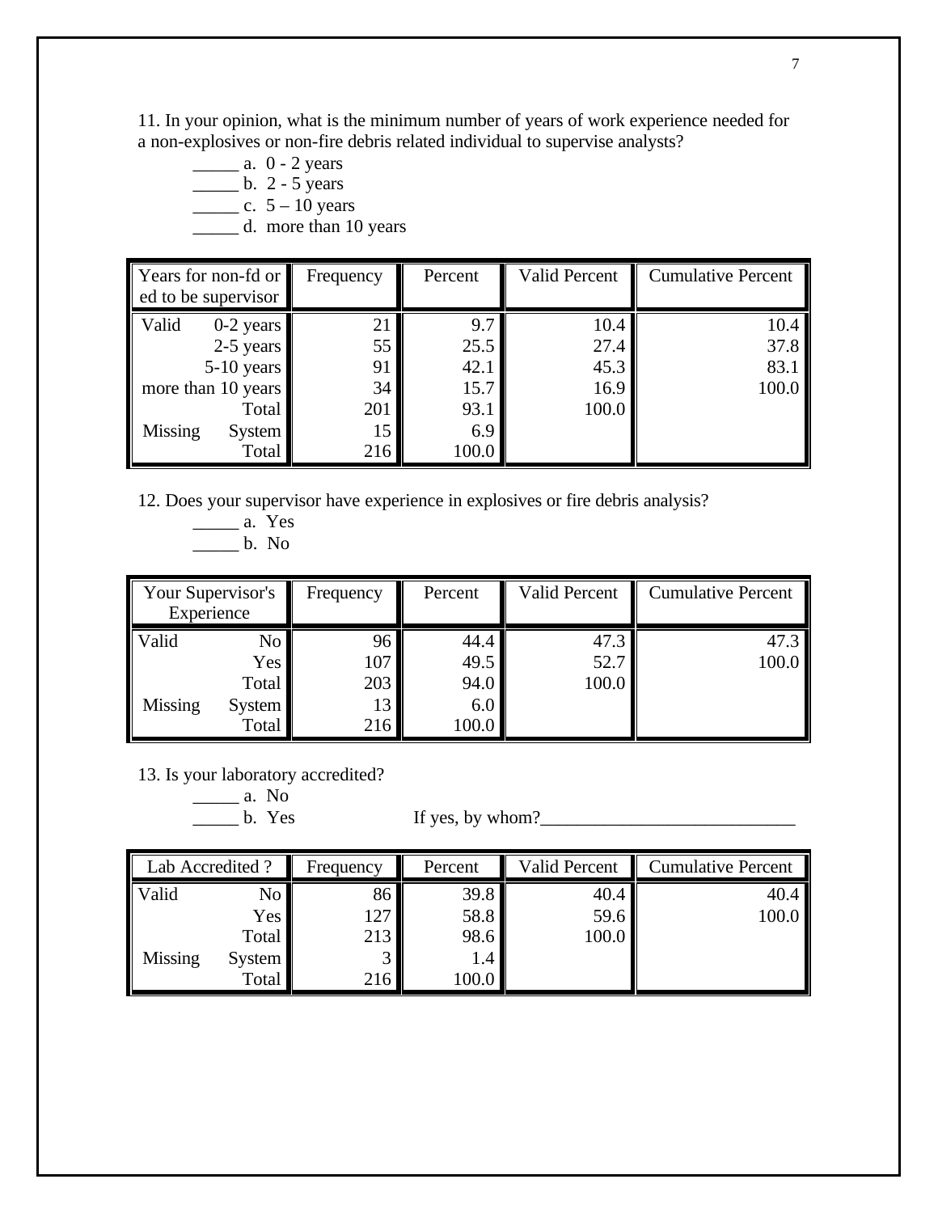11. In your opinion, what is the minimum number of years of work experience needed for a non-explosives or non-fire debris related individual to supervise analysts?

_____ a. 0 - 2 years
_____ b. 2 - 5 years
_____ c. 5 – 10 years
_____ d. more than 10 years

| Years for non-fd or ed to be supervisor | | Frequency | Percent | Valid Percent | Cumulative Percent |
|---|---|---|---|---|---|
| Valid | 0-2 years | 21 | 9.7 | 10.4 | 10.4 |
| | 2-5 years | 55 | 25.5 | 27.4 | 37.8 |
| | 5-10 years | 91 | 42.1 | 45.3 | 83.1 |
| | more than 10 years | 34 | 15.7 | 16.9 | 100.0 |
| | Total | 201 | 93.1 | 100.0 | |
| Missing | System | 15 | 6.9 | | |
| | Total | 216 | 100.0 | | |

12. Does your supervisor have experience in explosives or fire debris analysis?

_____ a. Yes
_____ b. No

| Your Supervisor's Experience | | Frequency | Percent | Valid Percent | Cumulative Percent |
|---|---|---|---|---|---|
| Valid | No | 96 | 44.4 | 47.3 | 47.3 |
| | Yes | 107 | 49.5 | 52.7 | 100.0 |
| | Total | 203 | 94.0 | 100.0 | |
| Missing | System | 13 | 6.0 | | |
| | Total | 216 | 100.0 | | |

13. Is your laboratory accredited?

_____ a. No
_____ b. Yes  If yes, by whom?____________________________

| Lab Accredited ? | | Frequency | Percent | Valid Percent | Cumulative Percent |
|---|---|---|---|---|---|
| Valid | No | 86 | 39.8 | 40.4 | 40.4 |
| | Yes | 127 | 58.8 | 59.6 | 100.0 |
| | Total | 213 | 98.6 | 100.0 | |
| Missing | System | 3 | 1.4 | | |
| | Total | 216 | 100.0 | | |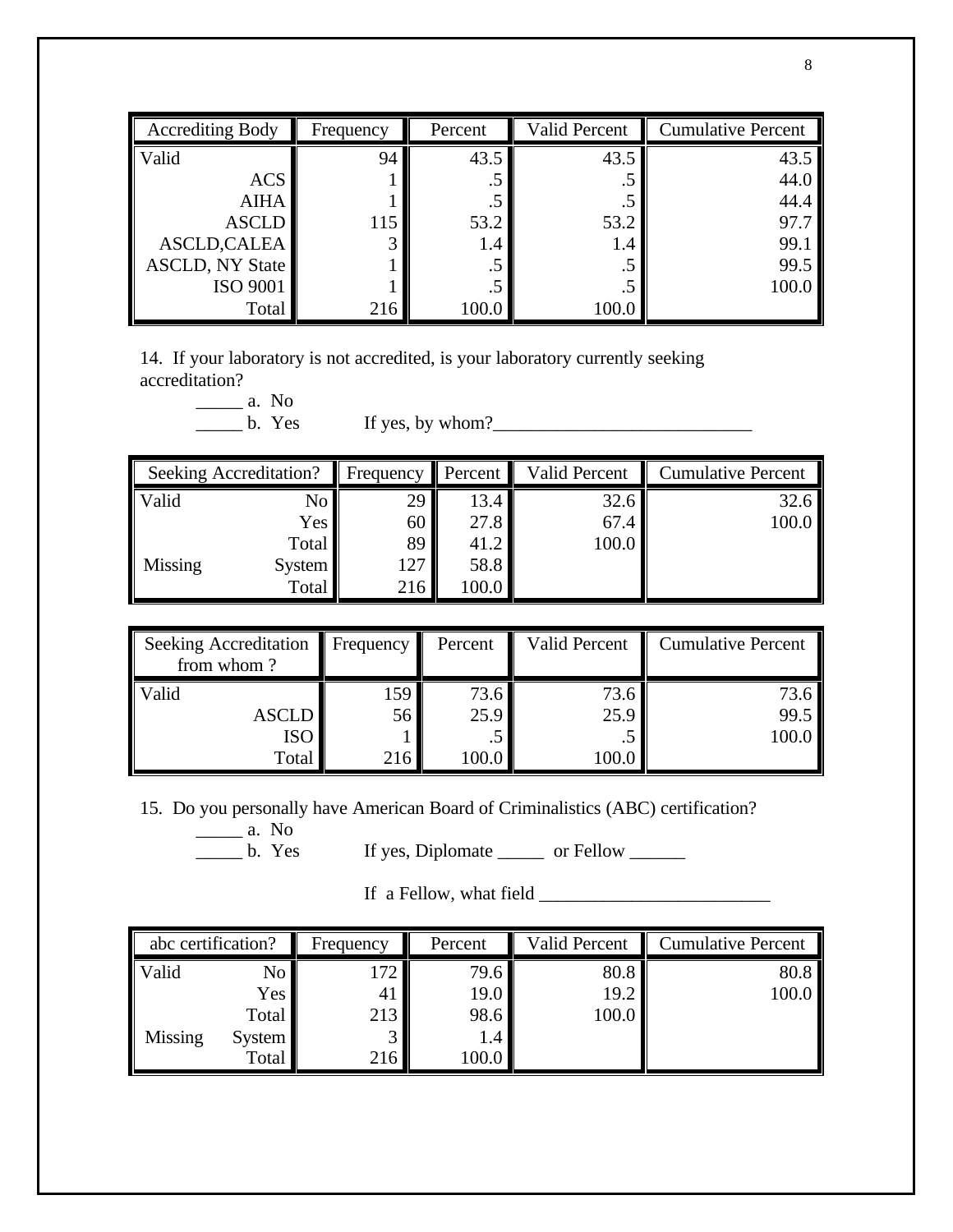| Accrediting Body | Frequency | Percent | Valid Percent | Cumulative Percent |
|---|---|---|---|---|
| Valid | 94 | 43.5 | 43.5 | 43.5 |
| ACS | 1 | .5 | .5 | 44.0 |
| AIHA | 1 | .5 | .5 | 44.4 |
| ASCLD | 115 | 53.2 | 53.2 | 97.7 |
| ASCLD,CALEA | 3 | 1.4 | 1.4 | 99.1 |
| ASCLD, NY State | 1 | .5 | .5 | 99.5 |
| ISO 9001 | 1 | .5 | .5 | 100.0 |
| Total | 216 | 100.0 | 100.0 | |

14. If your laboratory is not accredited, is your laboratory currently seeking accreditation?

_____ a. No
_____ b. Yes If yes, by whom?____________________________

| Seeking Accreditation? | | Frequency | Percent | Valid Percent | Cumulative Percent |
|---|---|---|---|---|---|
| Valid | No | 29 | 13.4 | 32.6 | 32.6 |
| | Yes | 60 | 27.8 | 67.4 | 100.0 |
| | Total | 89 | 41.2 | 100.0 | |
| Missing | System | 127 | 58.8 | | |
| | Total | 216 | 100.0 | | |

| Seeking Accreditation from whom ? | Frequency | Percent | Valid Percent | Cumulative Percent |
|---|---|---|---|---|
| Valid | 159 | 73.6 | 73.6 | 73.6 |
| ASCLD | 56 | 25.9 | 25.9 | 99.5 |
| ISO | 1 | .5 | .5 | 100.0 |
| Total | 216 | 100.0 | 100.0 | |

15. Do you personally have American Board of Criminalistics (ABC) certification?

_____ a. No
_____ b. Yes If yes, Diplomate _____ or Fellow ______

If a Fellow, what field _________________________

| abc certification? | | Frequency | Percent | Valid Percent | Cumulative Percent |
|---|---|---|---|---|---|
| Valid | No | 172 | 79.6 | 80.8 | 80.8 |
| | Yes | 41 | 19.0 | 19.2 | 100.0 |
| | Total | 213 | 98.6 | 100.0 | |
| Missing | System | 3 | 1.4 | | |
| | Total | 216 | 100.0 | | |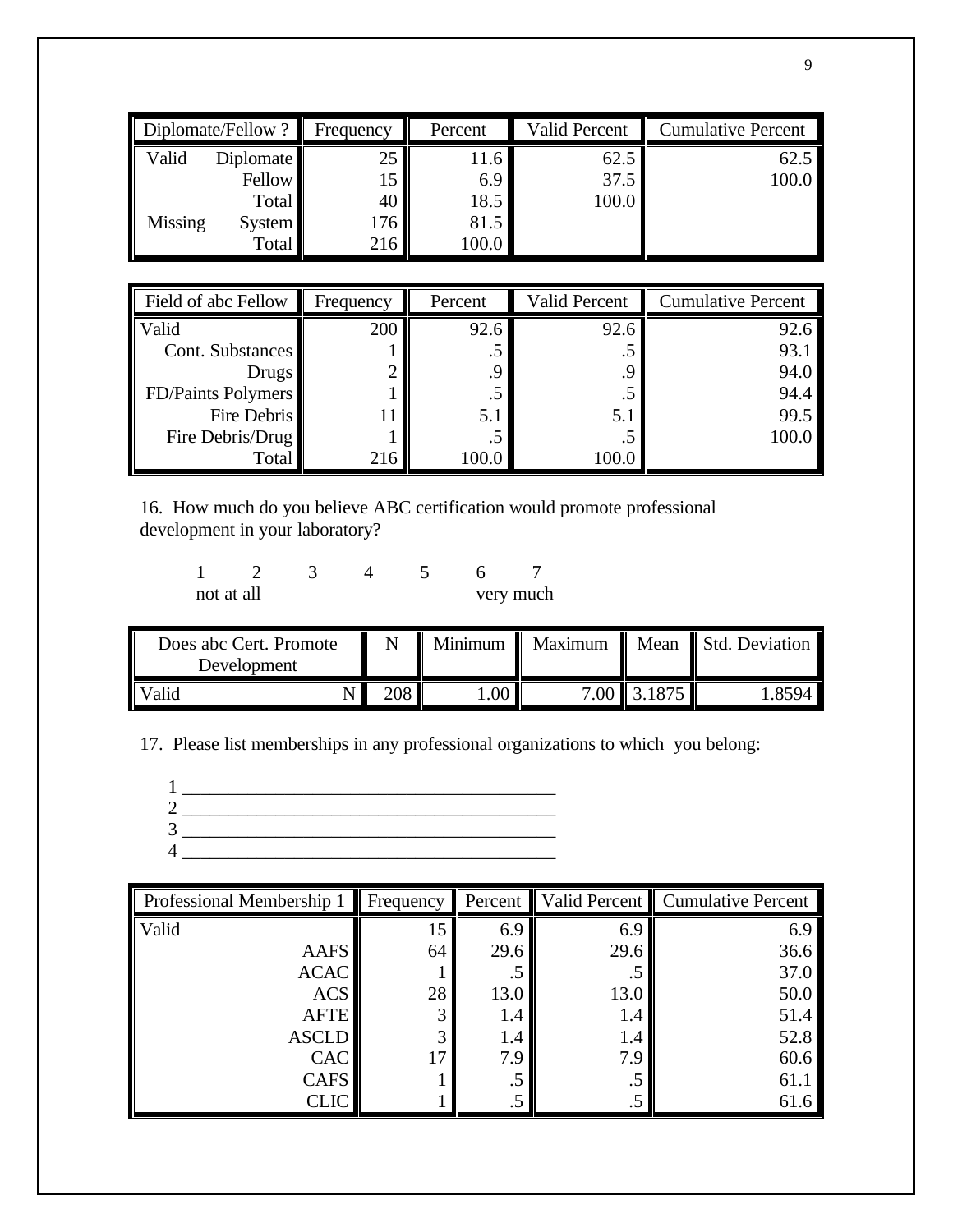| Diplomate/Fellow ? | | Frequency | Percent | Valid Percent | Cumulative Percent |
|---|---|---|---|---|---|
| Valid | Diplomate | 25 | 11.6 | 62.5 | 62.5 |
| | Fellow | 15 | 6.9 | 37.5 | 100.0 |
| | Total | 40 | 18.5 | 100.0 | |
| Missing | System | 176 | 81.5 | | |
| | Total | 216 | 100.0 | | |

| Field of abc Fellow | Frequency | Percent | Valid Percent | Cumulative Percent |
|---|---|---|---|---|
| Valid | 200 | 92.6 | 92.6 | 92.6 |
| Cont. Substances | 1 | .5 | .5 | 93.1 |
| Drugs | 2 | .9 | .9 | 94.0 |
| FD/Paints Polymers | 1 | .5 | .5 | 94.4 |
| Fire Debris | 11 | 5.1 | 5.1 | 99.5 |
| Fire Debris/Drug | 1 | .5 | .5 | 100.0 |
| Total | 216 | 100.0 | 100.0 | |

16. How much do you believe ABC certification would promote professional development in your laboratory?

1 2 3 4 5 6 7
not at all very much

| Does abc Cert. Promote Development | | N | Minimum | Maximum | Mean | Std. Deviation |
|---|---|---|---|---|---|---|
| Valid | N | 208 | 1.00 | 7.00 | 3.1875 | 1.8594 |

17. Please list memberships in any professional organizations to which you belong:

1 ________________________________________
2 ________________________________________
3 ________________________________________
4 ________________________________________

| Professional Membership 1 | Frequency | Percent | Valid Percent | Cumulative Percent |
|---|---|---|---|---|
| Valid | 15 | 6.9 | 6.9 | 6.9 |
| AAFS | 64 | 29.6 | 29.6 | 36.6 |
| ACAC | 1 | .5 | .5 | 37.0 |
| ACS | 28 | 13.0 | 13.0 | 50.0 |
| AFTE | 3 | 1.4 | 1.4 | 51.4 |
| ASCLD | 3 | 1.4 | 1.4 | 52.8 |
| CAC | 17 | 7.9 | 7.9 | 60.6 |
| CAFS | 1 | .5 | .5 | 61.1 |
| CLIC | 1 | .5 | .5 | 61.6 |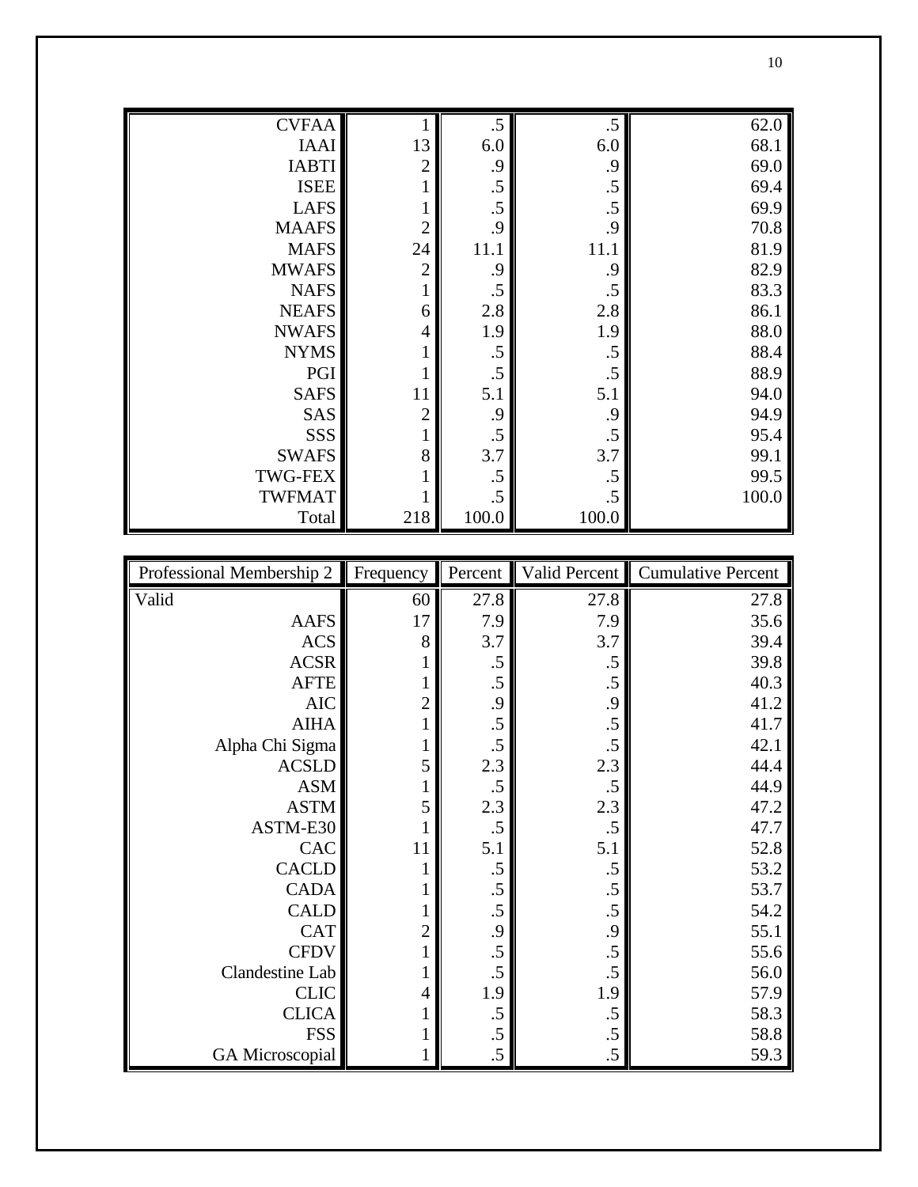| | | | | |
|---|---|---|---|---|
| CVFAA | 1 | .5 | .5 | 62.0 |
| IAAI | 13 | 6.0 | 6.0 | 68.1 |
| IABTI | 2 | .9 | .9 | 69.0 |
| ISEE | 1 | .5 | .5 | 69.4 |
| LAFS | 1 | .5 | .5 | 69.9 |
| MAAFS | 2 | .9 | .9 | 70.8 |
| MAFS | 24 | 11.1 | 11.1 | 81.9 |
| MWAFS | 2 | .9 | .9 | 82.9 |
| NAFS | 1 | .5 | .5 | 83.3 |
| NEAFS | 6 | 2.8 | 2.8 | 86.1 |
| NWAFS | 4 | 1.9 | 1.9 | 88.0 |
| NYMS | 1 | .5 | .5 | 88.4 |
| PGI | 1 | .5 | .5 | 88.9 |
| SAFS | 11 | 5.1 | 5.1 | 94.0 |
| SAS | 2 | .9 | .9 | 94.9 |
| SSS | 1 | .5 | .5 | 95.4 |
| SWAFS | 8 | 3.7 | 3.7 | 99.1 |
| TWG-FEX | 1 | .5 | .5 | 99.5 |
| TWFMAT | 1 | .5 | .5 | 100.0 |
| Total | 218 | 100.0 | 100.0 | |

| Professional Membership 2 | Frequency | Percent | Valid Percent | Cumulative Percent |
|---|---|---|---|---|
| Valid | 60 | 27.8 | 27.8 | 27.8 |
| AAFS | 17 | 7.9 | 7.9 | 35.6 |
| ACS | 8 | 3.7 | 3.7 | 39.4 |
| ACSR | 1 | .5 | .5 | 39.8 |
| AFTE | 1 | .5 | .5 | 40.3 |
| AIC | 2 | .9 | .9 | 41.2 |
| AIHA | 1 | .5 | .5 | 41.7 |
| Alpha Chi Sigma | 1 | .5 | .5 | 42.1 |
| ACSLD | 5 | 2.3 | 2.3 | 44.4 |
| ASM | 1 | .5 | .5 | 44.9 |
| ASTM | 5 | 2.3 | 2.3 | 47.2 |
| ASTM-E30 | 1 | .5 | .5 | 47.7 |
| CAC | 11 | 5.1 | 5.1 | 52.8 |
| CACLD | 1 | .5 | .5 | 53.2 |
| CADA | 1 | .5 | .5 | 53.7 |
| CALD | 1 | .5 | .5 | 54.2 |
| CAT | 2 | .9 | .9 | 55.1 |
| CFDV | 1 | .5 | .5 | 55.6 |
| Clandestine Lab | 1 | .5 | .5 | 56.0 |
| CLIC | 4 | 1.9 | 1.9 | 57.9 |
| CLICA | 1 | .5 | .5 | 58.3 |
| FSS | 1 | .5 | .5 | 58.8 |
| GA Microscopial | 1 | .5 | .5 | 59.3 |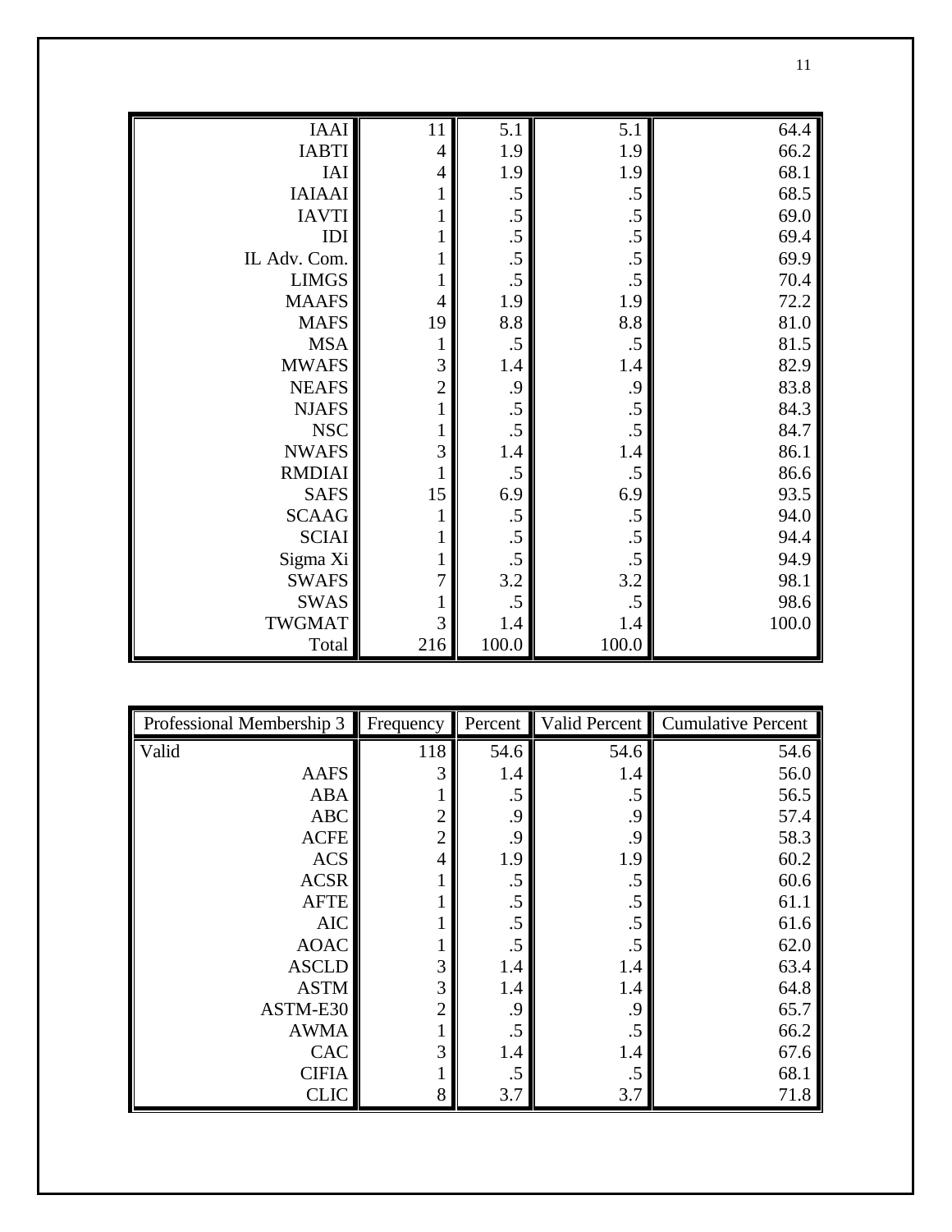| | | | | |
|---|---|---|---|---|
| IAAI | 11 | 5.1 | 5.1 | 64.4 |
| IABTI | 4 | 1.9 | 1.9 | 66.2 |
| IAI | 4 | 1.9 | 1.9 | 68.1 |
| IAIAAI | 1 | .5 | .5 | 68.5 |
| IAVTI | 1 | .5 | .5 | 69.0 |
| IDI | 1 | .5 | .5 | 69.4 |
| IL Adv. Com. | 1 | .5 | .5 | 69.9 |
| LIMGS | 1 | .5 | .5 | 70.4 |
| MAAFS | 4 | 1.9 | 1.9 | 72.2 |
| MAFS | 19 | 8.8 | 8.8 | 81.0 |
| MSA | 1 | .5 | .5 | 81.5 |
| MWAFS | 3 | 1.4 | 1.4 | 82.9 |
| NEAFS | 2 | .9 | .9 | 83.8 |
| NJAFS | 1 | .5 | .5 | 84.3 |
| NSC | 1 | .5 | .5 | 84.7 |
| NWAFS | 3 | 1.4 | 1.4 | 86.1 |
| RMDIAI | 1 | .5 | .5 | 86.6 |
| SAFS | 15 | 6.9 | 6.9 | 93.5 |
| SCAAG | 1 | .5 | .5 | 94.0 |
| SCIAI | 1 | .5 | .5 | 94.4 |
| Sigma Xi | 1 | .5 | .5 | 94.9 |
| SWAFS | 7 | 3.2 | 3.2 | 98.1 |
| SWAS | 1 | .5 | .5 | 98.6 |
| TWGMAT | 3 | 1.4 | 1.4 | 100.0 |
| Total | 216 | 100.0 | 100.0 | |

| Professional Membership 3 | Frequency | Percent | Valid Percent | Cumulative Percent |
|---|---|---|---|---|
| Valid | 118 | 54.6 | 54.6 | 54.6 |
| AAFS | 3 | 1.4 | 1.4 | 56.0 |
| ABA | 1 | .5 | .5 | 56.5 |
| ABC | 2 | .9 | .9 | 57.4 |
| ACFE | 2 | .9 | .9 | 58.3 |
| ACS | 4 | 1.9 | 1.9 | 60.2 |
| ACSR | 1 | .5 | .5 | 60.6 |
| AFTE | 1 | .5 | .5 | 61.1 |
| AIC | 1 | .5 | .5 | 61.6 |
| AOAC | 1 | .5 | .5 | 62.0 |
| ASCLD | 3 | 1.4 | 1.4 | 63.4 |
| ASTM | 3 | 1.4 | 1.4 | 64.8 |
| ASTM-E30 | 2 | .9 | .9 | 65.7 |
| AWMA | 1 | .5 | .5 | 66.2 |
| CAC | 3 | 1.4 | 1.4 | 67.6 |
| CIFIA | 1 | .5 | .5 | 68.1 |
| CLIC | 8 | 3.7 | 3.7 | 71.8 |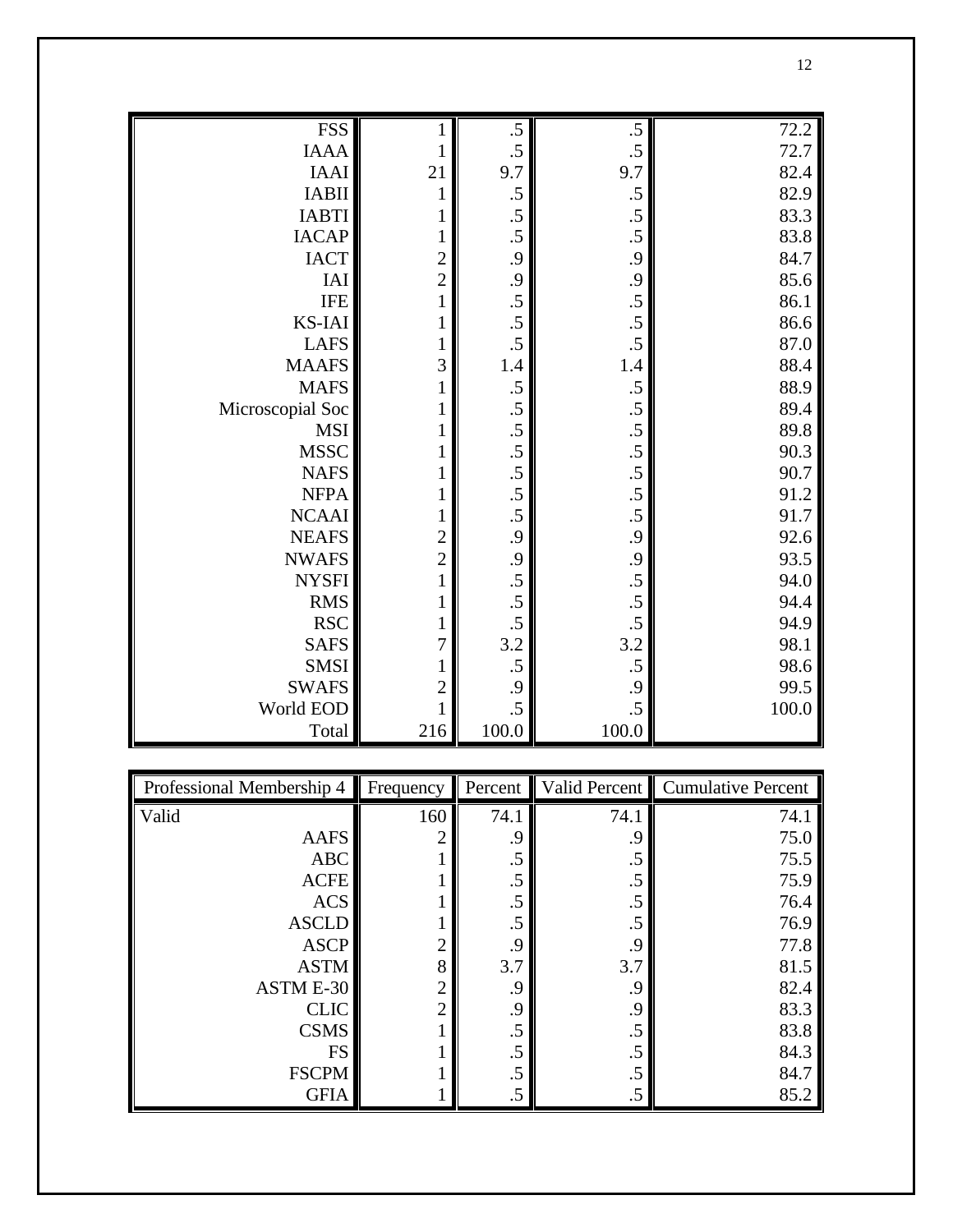| | | | | |
|---|---|---|---|---|
| FSS | 1 | .5 | .5 | 72.2 |
| IAAA | 1 | .5 | .5 | 72.7 |
| IAAI | 21 | 9.7 | 9.7 | 82.4 |
| IABII | 1 | .5 | .5 | 82.9 |
| IABTI | 1 | .5 | .5 | 83.3 |
| IACAP | 1 | .5 | .5 | 83.8 |
| IACT | 2 | .9 | .9 | 84.7 |
| IAI | 2 | .9 | .9 | 85.6 |
| IFE | 1 | .5 | .5 | 86.1 |
| KS-IAI | 1 | .5 | .5 | 86.6 |
| LAFS | 1 | .5 | .5 | 87.0 |
| MAAFS | 3 | 1.4 | 1.4 | 88.4 |
| MAFS | 1 | .5 | .5 | 88.9 |
| Microscopial Soc | 1 | .5 | .5 | 89.4 |
| MSI | 1 | .5 | .5 | 89.8 |
| MSSC | 1 | .5 | .5 | 90.3 |
| NAFS | 1 | .5 | .5 | 90.7 |
| NFPA | 1 | .5 | .5 | 91.2 |
| NCAAI | 1 | .5 | .5 | 91.7 |
| NEAFS | 2 | .9 | .9 | 92.6 |
| NWAFS | 2 | .9 | .9 | 93.5 |
| NYSFI | 1 | .5 | .5 | 94.0 |
| RMS | 1 | .5 | .5 | 94.4 |
| RSC | 1 | .5 | .5 | 94.9 |
| SAFS | 7 | 3.2 | 3.2 | 98.1 |
| SMSI | 1 | .5 | .5 | 98.6 |
| SWAFS | 2 | .9 | .9 | 99.5 |
| World EOD | 1 | .5 | .5 | 100.0 |
| Total | 216 | 100.0 | 100.0 | |

| Professional Membership 4 | Frequency | Percent | Valid Percent | Cumulative Percent |
|---|---|---|---|---|
| Valid | 160 | 74.1 | 74.1 | 74.1 |
| AAFS | 2 | .9 | .9 | 75.0 |
| ABC | 1 | .5 | .5 | 75.5 |
| ACFE | 1 | .5 | .5 | 75.9 |
| ACS | 1 | .5 | .5 | 76.4 |
| ASCLD | 1 | .5 | .5 | 76.9 |
| ASCP | 2 | .9 | .9 | 77.8 |
| ASTM | 8 | 3.7 | 3.7 | 81.5 |
| ASTM E-30 | 2 | .9 | .9 | 82.4 |
| CLIC | 2 | .9 | .9 | 83.3 |
| CSMS | 1 | .5 | .5 | 83.8 |
| FS | 1 | .5 | .5 | 84.3 |
| FSCPM | 1 | .5 | .5 | 84.7 |
| GFIA | 1 | .5 | .5 | 85.2 |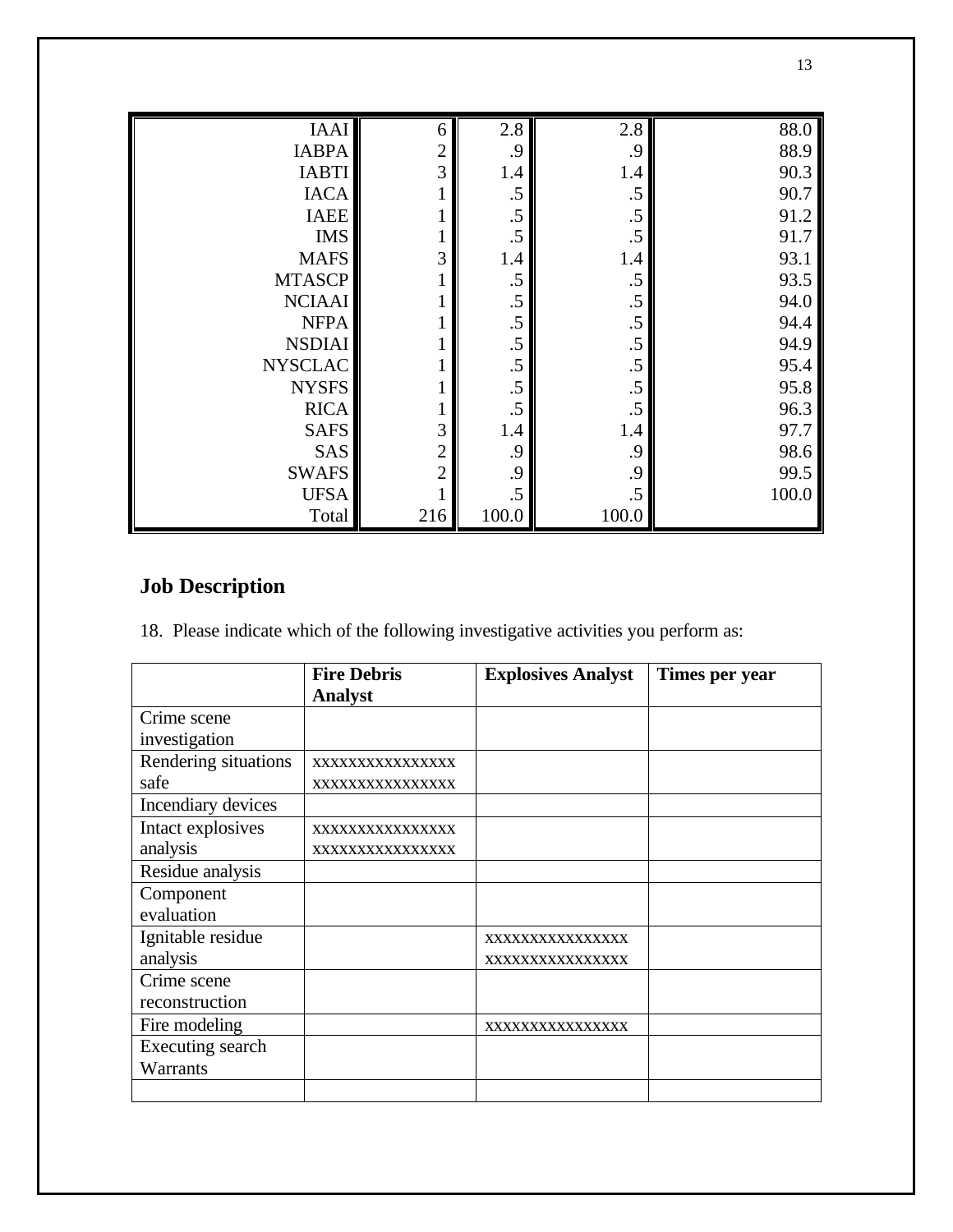| | | | | |
|---|---|---|---|---|
| IAAI | 6 | 2.8 | 2.8 | 88.0 |
| IABPA | 2 | .9 | .9 | 88.9 |
| IABTI | 3 | 1.4 | 1.4 | 90.3 |
| IACA | 1 | .5 | .5 | 90.7 |
| IAEE | 1 | .5 | .5 | 91.2 |
| IMS | 1 | .5 | .5 | 91.7 |
| MAFS | 3 | 1.4 | 1.4 | 93.1 |
| MTASCP | 1 | .5 | .5 | 93.5 |
| NCIAAI | 1 | .5 | .5 | 94.0 |
| NFPA | 1 | .5 | .5 | 94.4 |
| NSDIAI | 1 | .5 | .5 | 94.9 |
| NYSCLAC | 1 | .5 | .5 | 95.4 |
| NYSFS | 1 | .5 | .5 | 95.8 |
| RICA | 1 | .5 | .5 | 96.3 |
| SAFS | 3 | 1.4 | 1.4 | 97.7 |
| SAS | 2 | .9 | .9 | 98.6 |
| SWAFS | 2 | .9 | .9 | 99.5 |
| UFSA | 1 | .5 | .5 | 100.0 |
| Total | 216 | 100.0 | 100.0 | |

## Job Description

18. Please indicate which of the following investigative activities you perform as:

| | Fire Debris Analyst | Explosives Analyst | Times per year |
|---|---|---|---|
| Crime scene investigation | | | |
| Rendering situations safe | xxxxxxxxxxxxxxxx xxxxxxxxxxxxxxxx | | |
| Incendiary devices | | | |
| Intact explosives analysis | xxxxxxxxxxxxxxxx xxxxxxxxxxxxxxxx | | |
| Residue analysis | | | |
| Component evaluation | | | |
| Ignitable residue analysis | | xxxxxxxxxxxxxxxx xxxxxxxxxxxxxxxx | |
| Crime scene reconstruction | | | |
| Fire modeling | | xxxxxxxxxxxxxxxx | |
| Executing search Warrants | | | |
| | | | |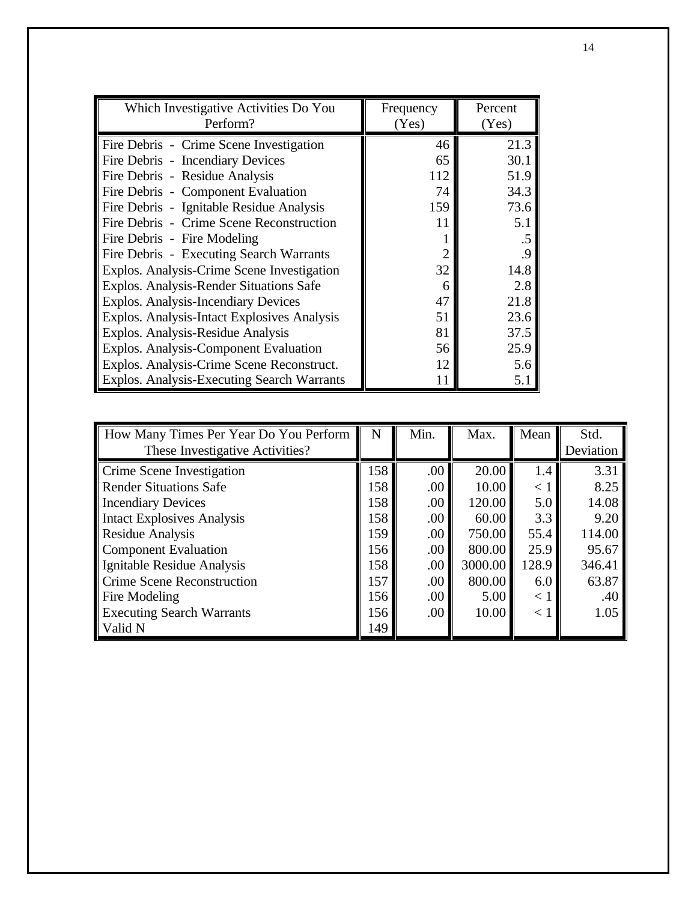| Which Investigative Activities Do You Perform? | Frequency (Yes) | Percent (Yes) |
|---|---|---|
| Fire Debris - Crime Scene Investigation | 46 | 21.3 |
| Fire Debris - Incendiary Devices | 65 | 30.1 |
| Fire Debris - Residue Analysis | 112 | 51.9 |
| Fire Debris - Component Evaluation | 74 | 34.3 |
| Fire Debris - Ignitable Residue Analysis | 159 | 73.6 |
| Fire Debris - Crime Scene Reconstruction | 11 | 5.1 |
| Fire Debris - Fire Modeling | 1 | .5 |
| Fire Debris - Executing Search Warrants | 2 | .9 |
| Explos. Analysis-Crime Scene Investigation | 32 | 14.8 |
| Explos. Analysis-Render Situations Safe | 6 | 2.8 |
| Explos. Analysis-Incendiary Devices | 47 | 21.8 |
| Explos. Analysis-Intact Explosives Analysis | 51 | 23.6 |
| Explos. Analysis-Residue Analysis | 81 | 37.5 |
| Explos. Analysis-Component Evaluation | 56 | 25.9 |
| Explos. Analysis-Crime Scene Reconstruct. | 12 | 5.6 |
| Explos. Analysis-Executing Search Warrants | 11 | 5.1 |

| How Many Times Per Year Do You Perform These Investigative Activities? | N | Min. | Max. | Mean | Std. Deviation |
|---|---|---|---|---|---|
| Crime Scene Investigation | 158 | .00 | 20.00 | 1.4 | 3.31 |
| Render Situations Safe | 158 | .00 | 10.00 | < 1 | 8.25 |
| Incendiary Devices | 158 | .00 | 120.00 | 5.0 | 14.08 |
| Intact Explosives Analysis | 158 | .00 | 60.00 | 3.3 | 9.20 |
| Residue Analysis | 159 | .00 | 750.00 | 55.4 | 114.00 |
| Component Evaluation | 156 | .00 | 800.00 | 25.9 | 95.67 |
| Ignitable Residue Analysis | 158 | .00 | 3000.00 | 128.9 | 346.41 |
| Crime Scene Reconstruction | 157 | .00 | 800.00 | 6.0 | 63.87 |
| Fire Modeling | 156 | .00 | 5.00 | < 1 | .40 |
| Executing Search Warrants | 156 | .00 | 10.00 | < 1 | 1.05 |
| Valid N | 149 | | | | |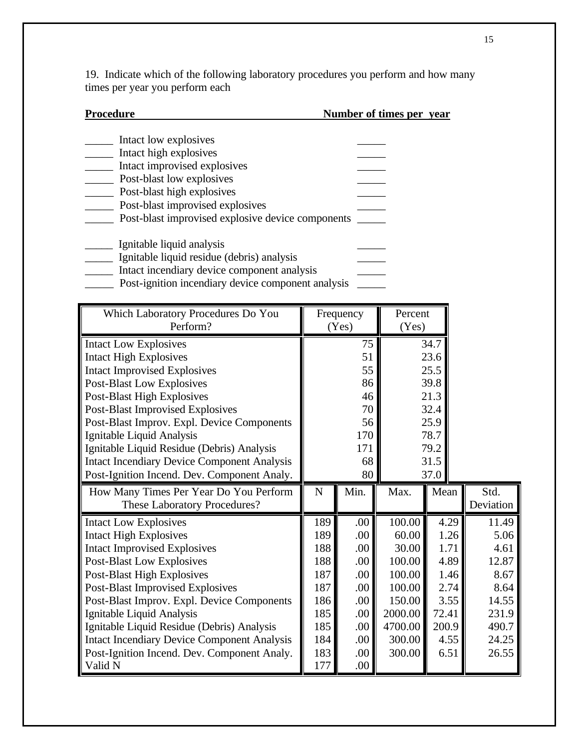19. Indicate which of the following laboratory procedures you perform and how many times per year you perform each

| **Procedure** | **Number of times per year** |
|---|---|
| _____ Intact low explosives | _____ |
| _____ Intact high explosives | _____ |
| _____ Intact improvised explosives | _____ |
| _____ Post-blast low explosives | _____ |
| _____ Post-blast high explosives | _____ |
| _____ Post-blast improvised explosives | _____ |
| _____ Post-blast improvised explosive device components | _____ |
| _____ Ignitable liquid analysis | _____ |
| _____ Ignitable liquid residue (debris) analysis | _____ |
| _____ Intact incendiary device component analysis | _____ |
| _____ Post-ignition incendiary device component analysis | _____ |

| Which Laboratory Procedures Do You Perform? | Frequency (Yes) | Percent (Yes) |
|---|---|---|
| Intact Low Explosives | 75 | 34.7 |
| Intact High Explosives | 51 | 23.6 |
| Intact Improvised Explosives | 55 | 25.5 |
| Post-Blast Low Explosives | 86 | 39.8 |
| Post-Blast High Explosives | 46 | 21.3 |
| Post-Blast Improvised Explosives | 70 | 32.4 |
| Post-Blast Improv. Expl. Device Components | 56 | 25.9 |
| Ignitable Liquid Analysis | 170 | 78.7 |
| Ignitable Liquid Residue (Debris) Analysis | 171 | 79.2 |
| Intact Incendiary Device Component Analysis | 68 | 31.5 |
| Post-Ignition Incend. Dev. Component Analy. | 80 | 37.0 |

| How Many Times Per Year Do You Perform These Laboratory Procedures? | N | Min. | Max. | Mean | Std. Deviation |
|---|---|---|---|---|---|
| Intact Low Explosives | 189 | .00 | 100.00 | 4.29 | 11.49 |
| Intact High Explosives | 189 | .00 | 60.00 | 1.26 | 5.06 |
| Intact Improvised Explosives | 188 | .00 | 30.00 | 1.71 | 4.61 |
| Post-Blast Low Explosives | 188 | .00 | 100.00 | 4.89 | 12.87 |
| Post-Blast High Explosives | 187 | .00 | 100.00 | 1.46 | 8.67 |
| Post-Blast Improvised Explosives | 187 | .00 | 100.00 | 2.74 | 8.64 |
| Post-Blast Improv. Expl. Device Components | 186 | .00 | 150.00 | 3.55 | 14.55 |
| Ignitable Liquid Analysis | 185 | .00 | 2000.00 | 72.41 | 231.9 |
| Ignitable Liquid Residue (Debris) Analysis | 185 | .00 | 4700.00 | 200.9 | 490.7 |
| Intact Incendiary Device Component Analysis | 184 | .00 | 300.00 | 4.55 | 24.25 |
| Post-Ignition Incend. Dev. Component Analy. | 183 | .00 | 300.00 | 6.51 | 26.55 |
| Valid N | 177 | .00 | | | |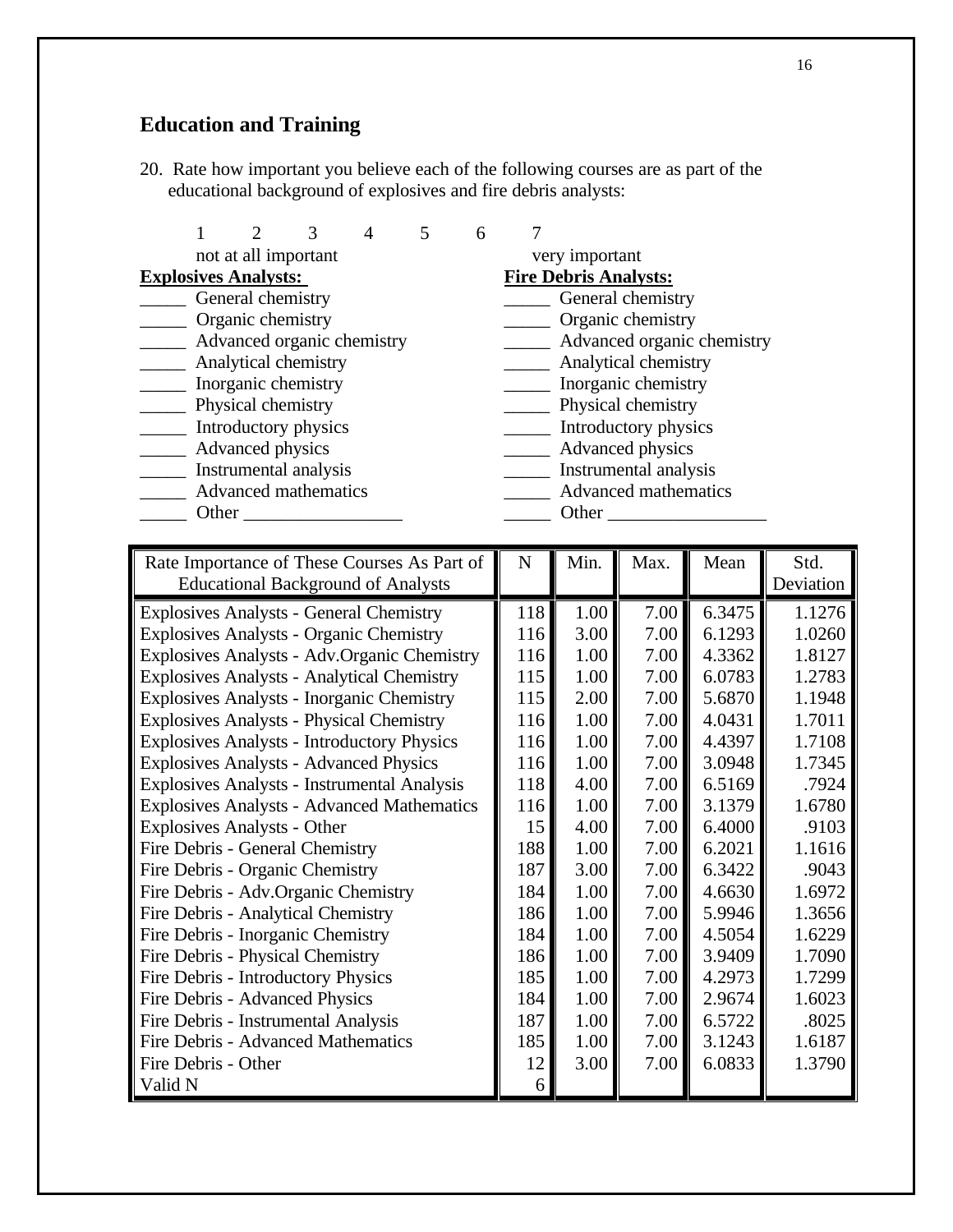## Education and Training

20. Rate how important you believe each of the following courses are as part of the educational background of explosives and fire debris analysts:

1 2 3 4 5 6 7

not at all important very important

**Explosives Analysts:**

- _____ General chemistry
- _____ Organic chemistry
- _____ Advanced organic chemistry
- _____ Analytical chemistry
- _____ Inorganic chemistry
- _____ Physical chemistry
- _____ Introductory physics
- _____ Advanced physics
- _____ Instrumental analysis
- _____ Advanced mathematics
- _____ Other _________________

**Fire Debris Analysts:**

- _____ General chemistry
- _____ Organic chemistry
- _____ Advanced organic chemistry
- _____ Analytical chemistry
- _____ Inorganic chemistry
- _____ Physical chemistry
- _____ Introductory physics
- _____ Advanced physics
- _____ Instrumental analysis
- _____ Advanced mathematics
- _____ Other _________________

| Rate Importance of These Courses As Part of Educational Background of Analysts | N | Min. | Max. | Mean | Std. Deviation |
|---|---|---|---|---|---|
| Explosives Analysts - General Chemistry | 118 | 1.00 | 7.00 | 6.3475 | 1.1276 |
| Explosives Analysts - Organic Chemistry | 116 | 3.00 | 7.00 | 6.1293 | 1.0260 |
| Explosives Analysts - Adv.Organic Chemistry | 116 | 1.00 | 7.00 | 4.3362 | 1.8127 |
| Explosives Analysts - Analytical Chemistry | 115 | 1.00 | 7.00 | 6.0783 | 1.2783 |
| Explosives Analysts - Inorganic Chemistry | 115 | 2.00 | 7.00 | 5.6870 | 1.1948 |
| Explosives Analysts - Physical Chemistry | 116 | 1.00 | 7.00 | 4.0431 | 1.7011 |
| Explosives Analysts - Introductory Physics | 116 | 1.00 | 7.00 | 4.4397 | 1.7108 |
| Explosives Analysts - Advanced Physics | 116 | 1.00 | 7.00 | 3.0948 | 1.7345 |
| Explosives Analysts - Instrumental Analysis | 118 | 4.00 | 7.00 | 6.5169 | .7924 |
| Explosives Analysts - Advanced Mathematics | 116 | 1.00 | 7.00 | 3.1379 | 1.6780 |
| Explosives Analysts - Other | 15 | 4.00 | 7.00 | 6.4000 | .9103 |
| Fire Debris - General Chemistry | 188 | 1.00 | 7.00 | 6.2021 | 1.1616 |
| Fire Debris - Organic Chemistry | 187 | 3.00 | 7.00 | 6.3422 | .9043 |
| Fire Debris - Adv.Organic Chemistry | 184 | 1.00 | 7.00 | 4.6630 | 1.6972 |
| Fire Debris - Analytical Chemistry | 186 | 1.00 | 7.00 | 5.9946 | 1.3656 |
| Fire Debris - Inorganic Chemistry | 184 | 1.00 | 7.00 | 4.5054 | 1.6229 |
| Fire Debris - Physical Chemistry | 186 | 1.00 | 7.00 | 3.9409 | 1.7090 |
| Fire Debris - Introductory Physics | 185 | 1.00 | 7.00 | 4.2973 | 1.7299 |
| Fire Debris - Advanced Physics | 184 | 1.00 | 7.00 | 2.9674 | 1.6023 |
| Fire Debris - Instrumental Analysis | 187 | 1.00 | 7.00 | 6.5722 | .8025 |
| Fire Debris - Advanced Mathematics | 185 | 1.00 | 7.00 | 3.1243 | 1.6187 |
| Fire Debris - Other | 12 | 3.00 | 7.00 | 6.0833 | 1.3790 |
| Valid N | 6 | | | | |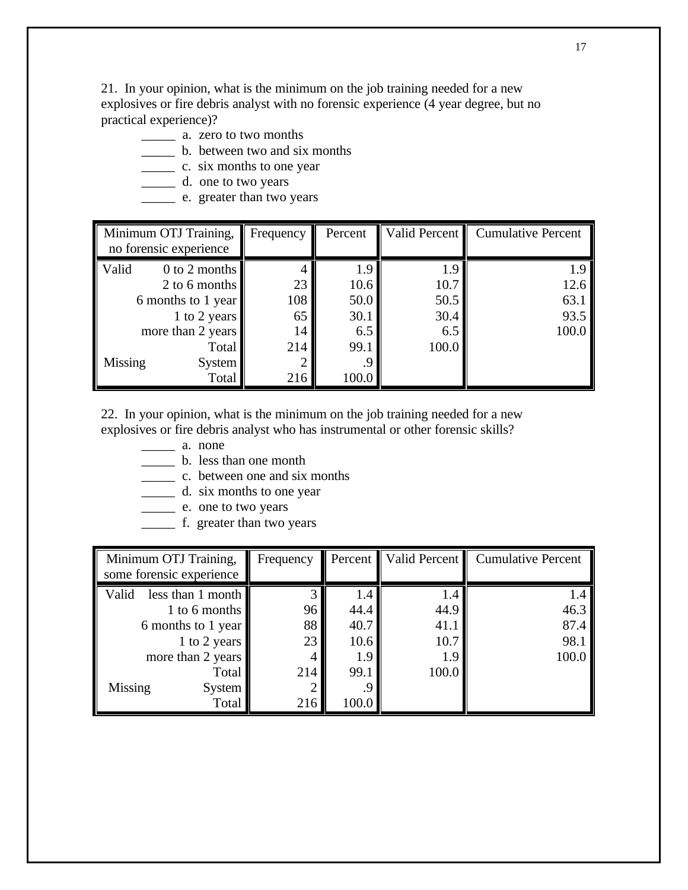21. In your opinion, what is the minimum on the job training needed for a new explosives or fire debris analyst with no forensic experience (4 year degree, but no practical experience)?

_____ a. zero to two months
_____ b. between two and six months
_____ c. six months to one year
_____ d. one to two years
_____ e. greater than two years

| Minimum OTJ Training, no forensic experience | | Frequency | Percent | Valid Percent | Cumulative Percent |
|---|---|---|---|---|---|
| Valid | 0 to 2 months | 4 | 1.9 | 1.9 | 1.9 |
| | 2 to 6 months | 23 | 10.6 | 10.7 | 12.6 |
| | 6 months to 1 year | 108 | 50.0 | 50.5 | 63.1 |
| | 1 to 2 years | 65 | 30.1 | 30.4 | 93.5 |
| | more than 2 years | 14 | 6.5 | 6.5 | 100.0 |
| | Total | 214 | 99.1 | 100.0 | |
| Missing | System | 2 | .9 | | |
| | Total | 216 | 100.0 | | |

22. In your opinion, what is the minimum on the job training needed for a new explosives or fire debris analyst who has instrumental or other forensic skills?

_____ a. none
_____ b. less than one month
_____ c. between one and six months
_____ d. six months to one year
_____ e. one to two years
_____ f. greater than two years

| Minimum OTJ Training, some forensic experience | | Frequency | Percent | Valid Percent | Cumulative Percent |
|---|---|---|---|---|---|
| Valid | less than 1 month | 3 | 1.4 | 1.4 | 1.4 |
| | 1 to 6 months | 96 | 44.4 | 44.9 | 46.3 |
| | 6 months to 1 year | 88 | 40.7 | 41.1 | 87.4 |
| | 1 to 2 years | 23 | 10.6 | 10.7 | 98.1 |
| | more than 2 years | 4 | 1.9 | 1.9 | 100.0 |
| | Total | 214 | 99.1 | 100.0 | |
| Missing | System | 2 | .9 | | |
| | Total | 216 | 100.0 | | |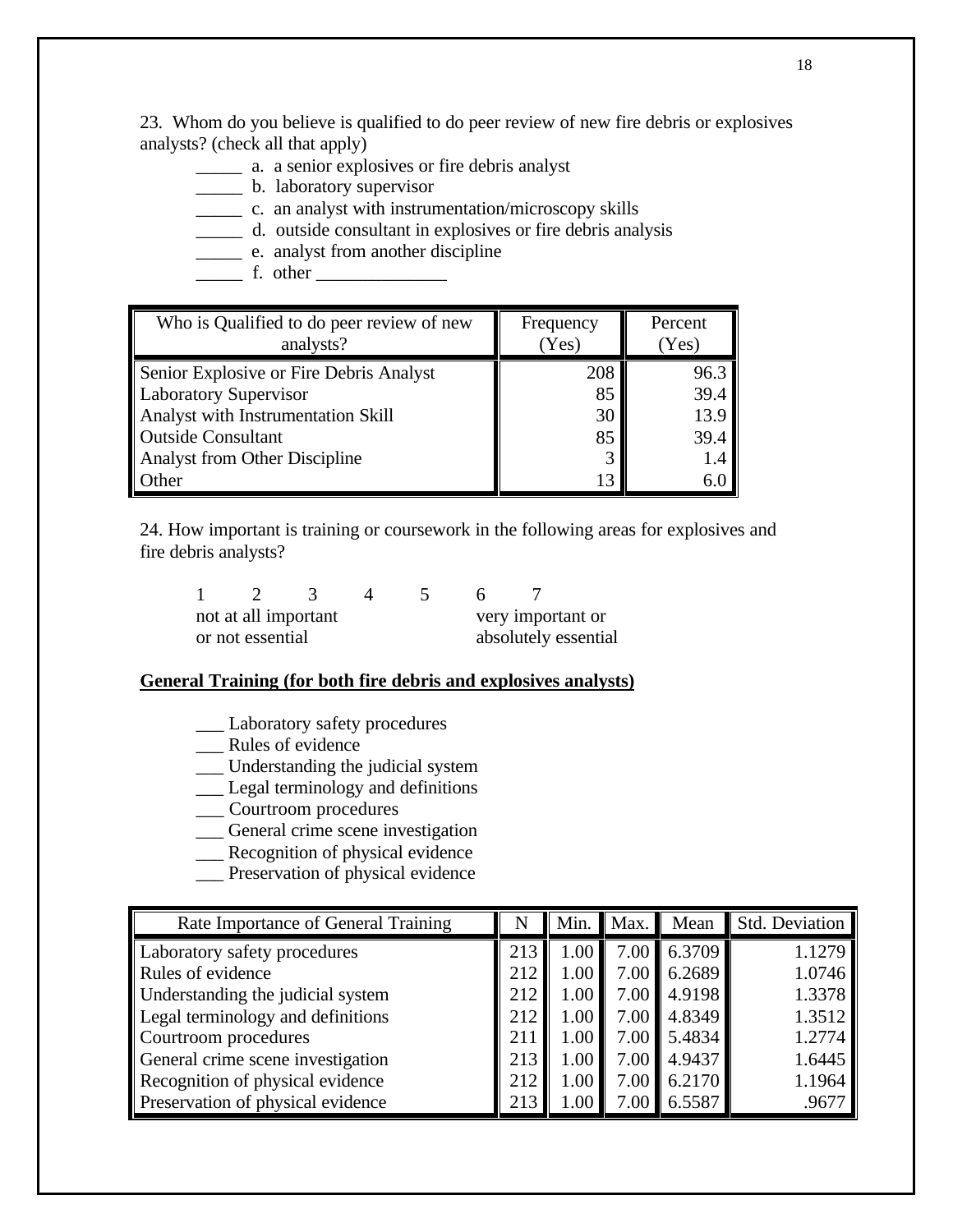23. Whom do you believe is qualified to do peer review of new fire debris or explosives analysts? (check all that apply)

_____ a. a senior explosives or fire debris analyst
_____ b. laboratory supervisor
_____ c. an analyst with instrumentation/microscopy skills
_____ d. outside consultant in explosives or fire debris analysis
_____ e. analyst from another discipline
_____ f. other ______________

| Who is Qualified to do peer review of new analysts? | Frequency (Yes) | Percent (Yes) |
|---|---|---|
| Senior Explosive or Fire Debris Analyst | 208 | 96.3 |
| Laboratory Supervisor | 85 | 39.4 |
| Analyst with Instrumentation Skill | 30 | 13.9 |
| Outside Consultant | 85 | 39.4 |
| Analyst from Other Discipline | 3 | 1.4 |
| Other | 13 | 6.0 |

24. How important is training or coursework in the following areas for explosives and fire debris analysts?

1 2 3 4 5 6 7

not at all important or not essential — very important or absolutely essential

**General Training (for both fire debris and explosives analysts)**

___ Laboratory safety procedures
___ Rules of evidence
___ Understanding the judicial system
___ Legal terminology and definitions
___ Courtroom procedures
___ General crime scene investigation
___ Recognition of physical evidence
___ Preservation of physical evidence

| Rate Importance of General Training | N | Min. | Max. | Mean | Std. Deviation |
|---|---|---|---|---|---|
| Laboratory safety procedures | 213 | 1.00 | 7.00 | 6.3709 | 1.1279 |
| Rules of evidence | 212 | 1.00 | 7.00 | 6.2689 | 1.0746 |
| Understanding the judicial system | 212 | 1.00 | 7.00 | 4.9198 | 1.3378 |
| Legal terminology and definitions | 212 | 1.00 | 7.00 | 4.8349 | 1.3512 |
| Courtroom procedures | 211 | 1.00 | 7.00 | 5.4834 | 1.2774 |
| General crime scene investigation | 213 | 1.00 | 7.00 | 4.9437 | 1.6445 |
| Recognition of physical evidence | 212 | 1.00 | 7.00 | 6.2170 | 1.1964 |
| Preservation of physical evidence | 213 | 1.00 | 7.00 | 6.5587 | .9677 |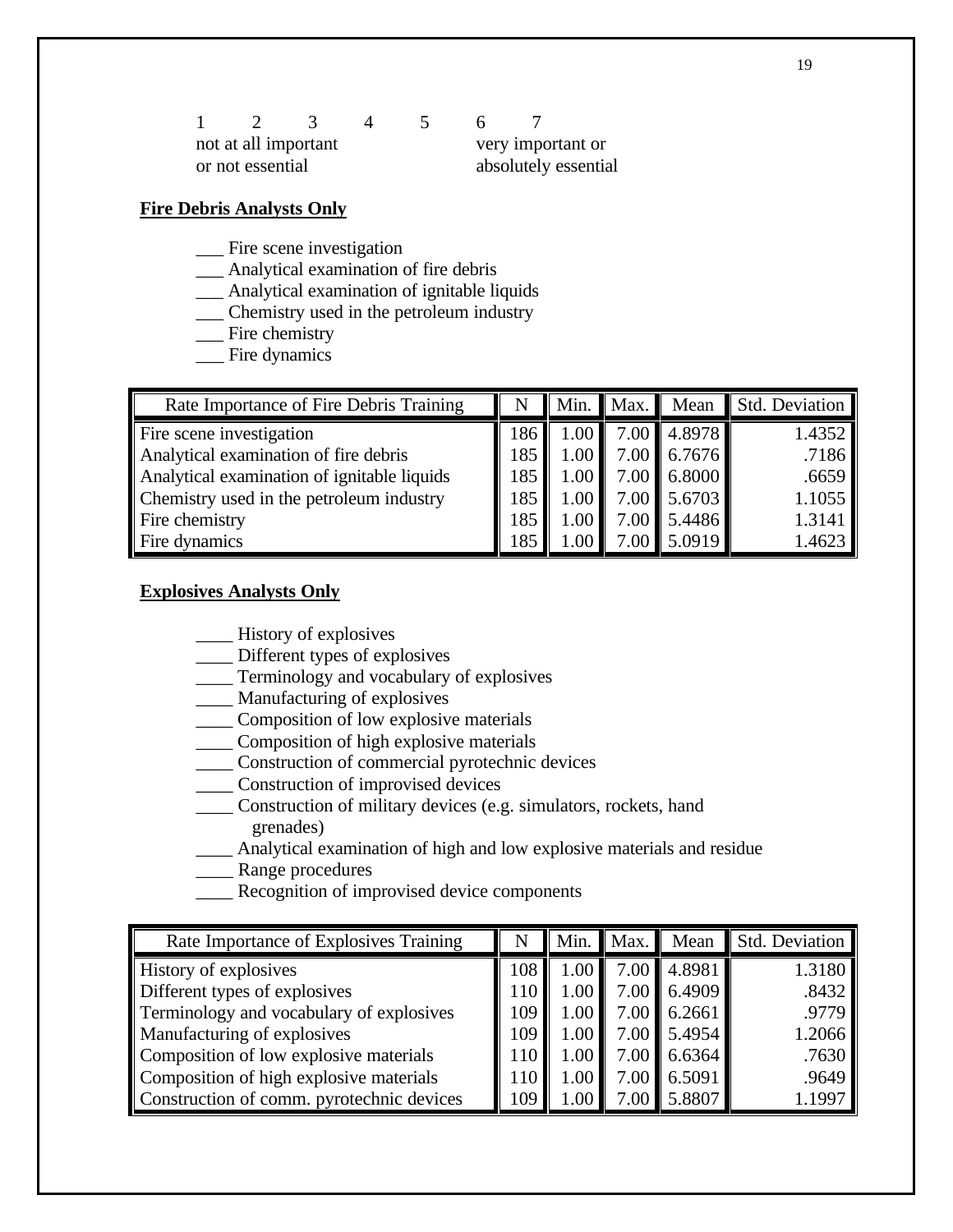1 2 3 4 5 6 7

not at all important or not essential — very important or absolutely essential

**Fire Debris Analysts Only**

\___ Fire scene investigation
\___ Analytical examination of fire debris
\___ Analytical examination of ignitable liquids
\___ Chemistry used in the petroleum industry
\___ Fire chemistry
\___ Fire dynamics

| Rate Importance of Fire Debris Training | N | Min. | Max. | Mean | Std. Deviation |
|---|---|---|---|---|---|
| Fire scene investigation | 186 | 1.00 | 7.00 | 4.8978 | 1.4352 |
| Analytical examination of fire debris | 185 | 1.00 | 7.00 | 6.7676 | .7186 |
| Analytical examination of ignitable liquids | 185 | 1.00 | 7.00 | 6.8000 | .6659 |
| Chemistry used in the petroleum industry | 185 | 1.00 | 7.00 | 5.6703 | 1.1055 |
| Fire chemistry | 185 | 1.00 | 7.00 | 5.4486 | 1.3141 |
| Fire dynamics | 185 | 1.00 | 7.00 | 5.0919 | 1.4623 |

**Explosives Analysts Only**

\____ History of explosives
\____ Different types of explosives
\____ Terminology and vocabulary of explosives
\____ Manufacturing of explosives
\____ Composition of low explosive materials
\____ Composition of high explosive materials
\____ Construction of commercial pyrotechnic devices
\____ Construction of improvised devices
\____ Construction of military devices (e.g. simulators, rockets, hand grenades)
\____ Analytical examination of high and low explosive materials and residue
\____ Range procedures
\____ Recognition of improvised device components

| Rate Importance of Explosives Training | N | Min. | Max. | Mean | Std. Deviation |
|---|---|---|---|---|---|
| History of explosives | 108 | 1.00 | 7.00 | 4.8981 | 1.3180 |
| Different types of explosives | 110 | 1.00 | 7.00 | 6.4909 | .8432 |
| Terminology and vocabulary of explosives | 109 | 1.00 | 7.00 | 6.2661 | .9779 |
| Manufacturing of explosives | 109 | 1.00 | 7.00 | 5.4954 | 1.2066 |
| Composition of low explosive materials | 110 | 1.00 | 7.00 | 6.6364 | .7630 |
| Composition of high explosive materials | 110 | 1.00 | 7.00 | 6.5091 | .9649 |
| Construction of comm. pyrotechnic devices | 109 | 1.00 | 7.00 | 5.8807 | 1.1997 |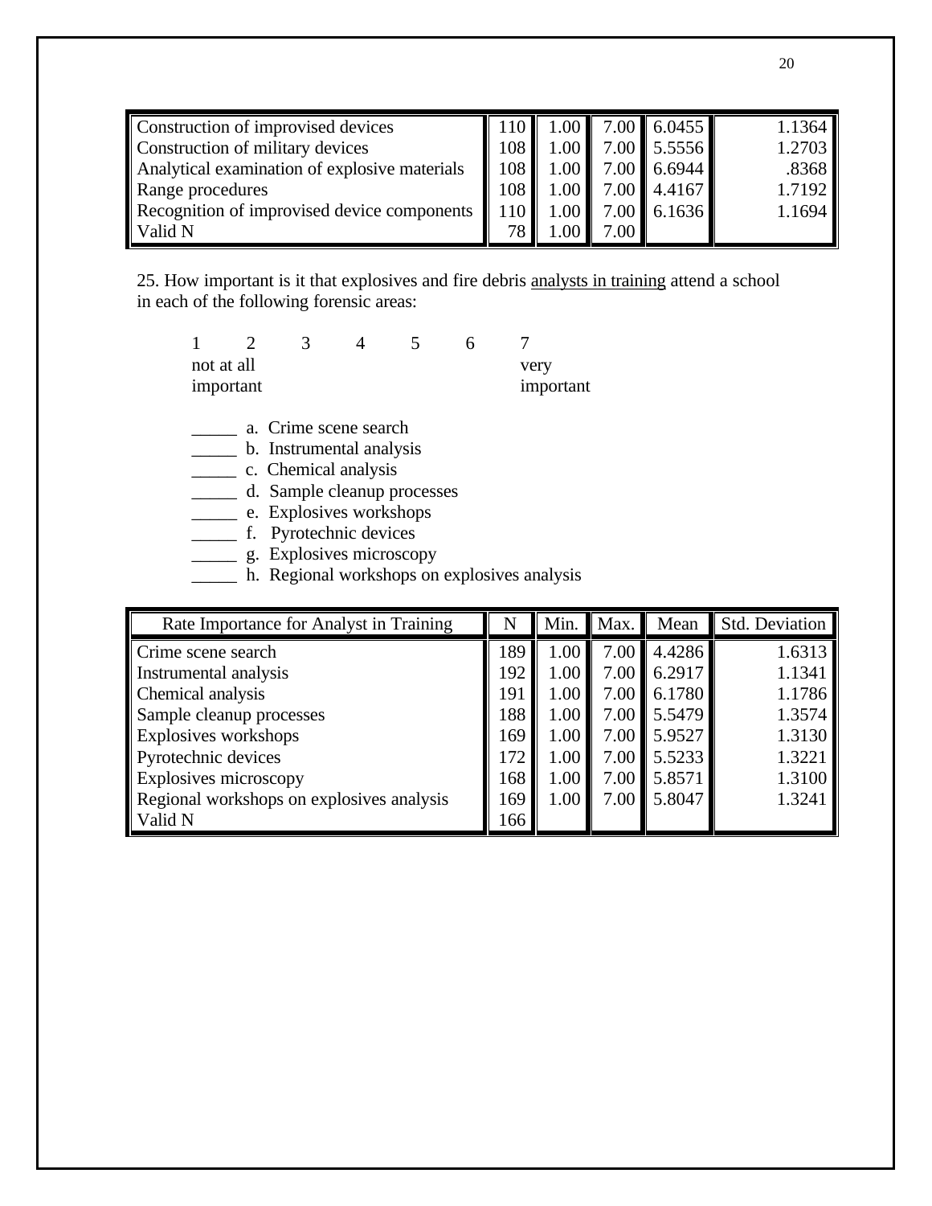| | | | | | |
|---|---|---|---|---|---|
| Construction of improvised devices | 110 | 1.00 | 7.00 | 6.0455 | 1.1364 |
| Construction of military devices | 108 | 1.00 | 7.00 | 5.5556 | 1.2703 |
| Analytical examination of explosive materials | 108 | 1.00 | 7.00 | 6.6944 | .8368 |
| Range procedures | 108 | 1.00 | 7.00 | 4.4167 | 1.7192 |
| Recognition of improvised device components | 110 | 1.00 | 7.00 | 6.1636 | 1.1694 |
| Valid N | 78 | 1.00 | 7.00 | | |

25. How important is it that explosives and fire debris analysts in training attend a school in each of the following forensic areas:

1 2 3 4 5 6 7
not at all important ... very important

_____ a. Crime scene search
_____ b. Instrumental analysis
_____ c. Chemical analysis
_____ d. Sample cleanup processes
_____ e. Explosives workshops
_____ f. Pyrotechnic devices
_____ g. Explosives microscopy
_____ h. Regional workshops on explosives analysis

| Rate Importance for Analyst in Training | N | Min. | Max. | Mean | Std. Deviation |
|---|---|---|---|---|---|
| Crime scene search | 189 | 1.00 | 7.00 | 4.4286 | 1.6313 |
| Instrumental analysis | 192 | 1.00 | 7.00 | 6.2917 | 1.1341 |
| Chemical analysis | 191 | 1.00 | 7.00 | 6.1780 | 1.1786 |
| Sample cleanup processes | 188 | 1.00 | 7.00 | 5.5479 | 1.3574 |
| Explosives workshops | 169 | 1.00 | 7.00 | 5.9527 | 1.3130 |
| Pyrotechnic devices | 172 | 1.00 | 7.00 | 5.5233 | 1.3221 |
| Explosives microscopy | 168 | 1.00 | 7.00 | 5.8571 | 1.3100 |
| Regional workshops on explosives analysis | 169 | 1.00 | 7.00 | 5.8047 | 1.3241 |
| Valid N | 166 | | | | |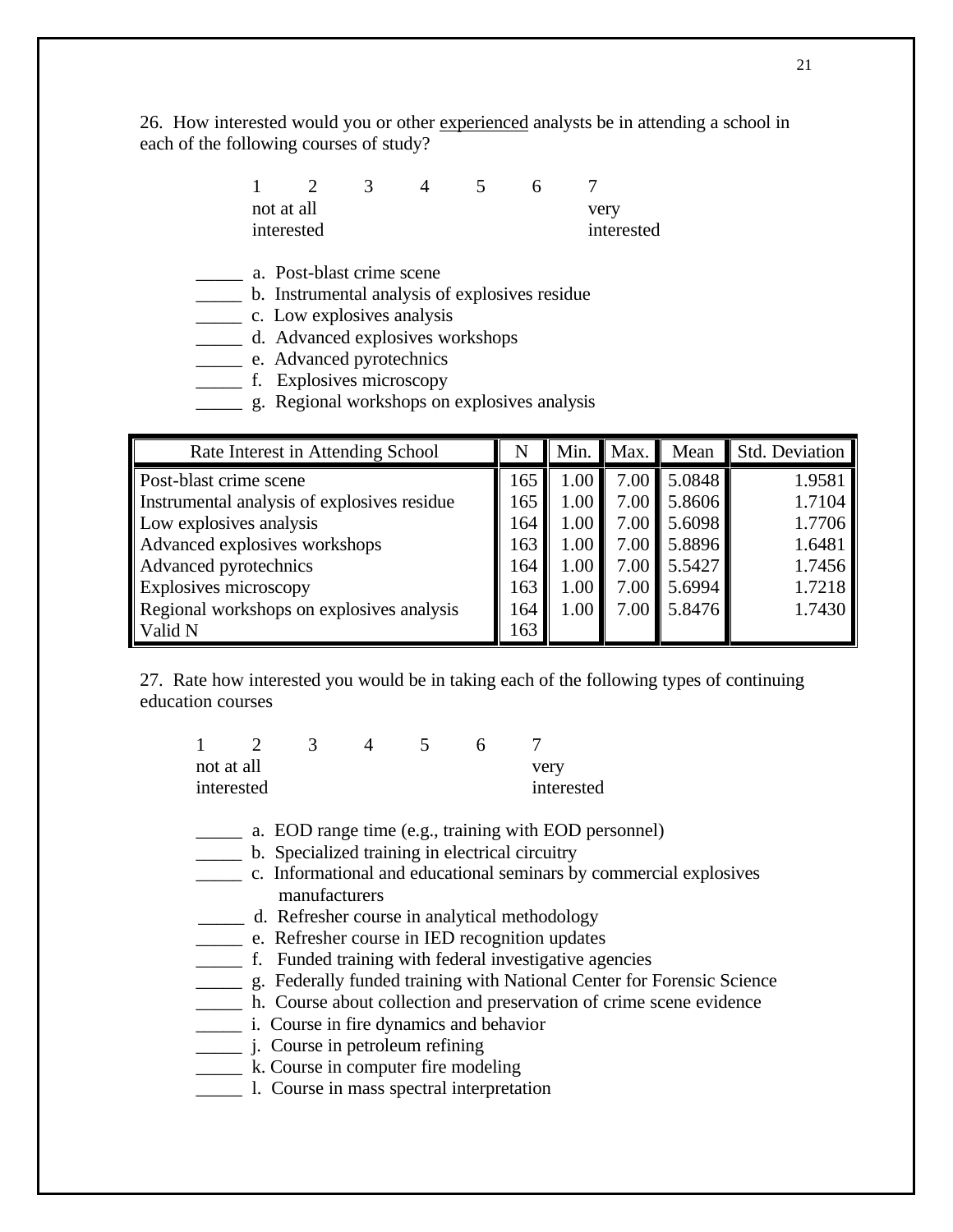26. How interested would you or other <u>experienced</u> analysts be in attending a school in each of the following courses of study?

| 1 | 2 | 3 | 4 | 5 | 6 | 7 |
|---|---|---|---|---|---|---|
| not at all interested | | | | | | very interested |

_____ a. Post-blast crime scene
_____ b. Instrumental analysis of explosives residue
_____ c. Low explosives analysis
_____ d. Advanced explosives workshops
_____ e. Advanced pyrotechnics
_____ f. Explosives microscopy
_____ g. Regional workshops on explosives analysis

| Rate Interest in Attending School | N | Min. | Max. | Mean | Std. Deviation |
|---|---|---|---|---|---|
| Post-blast crime scene | 165 | 1.00 | 7.00 | 5.0848 | 1.9581 |
| Instrumental analysis of explosives residue | 165 | 1.00 | 7.00 | 5.8606 | 1.7104 |
| Low explosives analysis | 164 | 1.00 | 7.00 | 5.6098 | 1.7706 |
| Advanced explosives workshops | 163 | 1.00 | 7.00 | 5.8896 | 1.6481 |
| Advanced pyrotechnics | 164 | 1.00 | 7.00 | 5.5427 | 1.7456 |
| Explosives microscopy | 163 | 1.00 | 7.00 | 5.6994 | 1.7218 |
| Regional workshops on explosives analysis | 164 | 1.00 | 7.00 | 5.8476 | 1.7430 |
| Valid N | 163 | | | | |

27. Rate how interested you would be in taking each of the following types of continuing education courses

| 1 | 2 | 3 | 4 | 5 | 6 | 7 |
|---|---|---|---|---|---|---|
| not at all interested | | | | | | very interested |

_____ a. EOD range time (e.g., training with EOD personnel)
_____ b. Specialized training in electrical circuitry
_____ c. Informational and educational seminars by commercial explosives manufacturers
_____ d. Refresher course in analytical methodology
_____ e. Refresher course in IED recognition updates
_____ f. Funded training with federal investigative agencies
_____ g. Federally funded training with National Center for Forensic Science
_____ h. Course about collection and preservation of crime scene evidence
_____ i. Course in fire dynamics and behavior
_____ j. Course in petroleum refining
_____ k. Course in computer fire modeling
_____ l. Course in mass spectral interpretation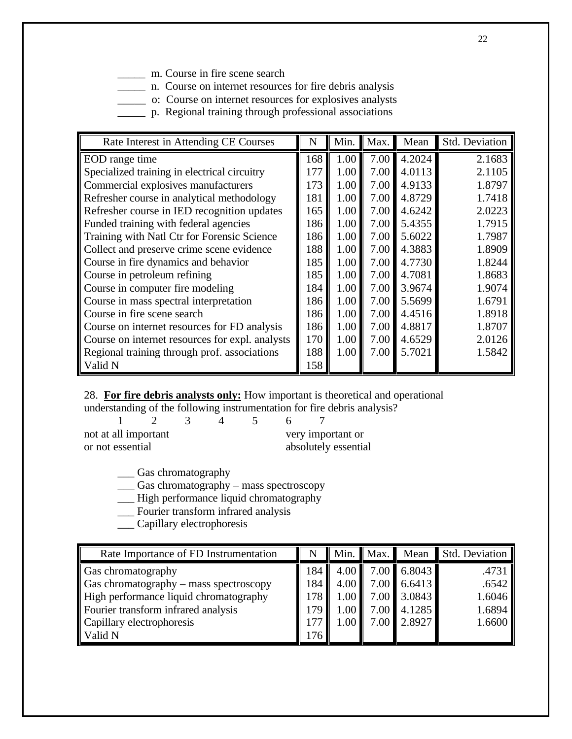_____ m. Course in fire scene search
_____ n. Course on internet resources for fire debris analysis
_____ o: Course on internet resources for explosives analysts
_____ p. Regional training through professional associations

| Rate Interest in Attending CE Courses | N | Min. | Max. | Mean | Std. Deviation |
|---|---|---|---|---|---|
| EOD range time | 168 | 1.00 | 7.00 | 4.2024 | 2.1683 |
| Specialized training in electrical circuitry | 177 | 1.00 | 7.00 | 4.0113 | 2.1105 |
| Commercial explosives manufacturers | 173 | 1.00 | 7.00 | 4.9133 | 1.8797 |
| Refresher course in analytical methodology | 181 | 1.00 | 7.00 | 4.8729 | 1.7418 |
| Refresher course in IED recognition updates | 165 | 1.00 | 7.00 | 4.6242 | 2.0223 |
| Funded training with federal agencies | 186 | 1.00 | 7.00 | 5.4355 | 1.7915 |
| Training with Natl Ctr for Forensic Science | 186 | 1.00 | 7.00 | 5.6022 | 1.7987 |
| Collect and preserve crime scene evidence | 188 | 1.00 | 7.00 | 4.3883 | 1.8909 |
| Course in fire dynamics and behavior | 185 | 1.00 | 7.00 | 4.7730 | 1.8244 |
| Course in petroleum refining | 185 | 1.00 | 7.00 | 4.7081 | 1.8683 |
| Course in computer fire modeling | 184 | 1.00 | 7.00 | 3.9674 | 1.9074 |
| Course in mass spectral interpretation | 186 | 1.00 | 7.00 | 5.5699 | 1.6791 |
| Course in fire scene search | 186 | 1.00 | 7.00 | 4.4516 | 1.8918 |
| Course on internet resources for FD analysis | 186 | 1.00 | 7.00 | 4.8817 | 1.8707 |
| Course on internet resources for expl. analysts | 170 | 1.00 | 7.00 | 4.6529 | 2.0126 |
| Regional training through prof. associations | 188 | 1.00 | 7.00 | 5.7021 | 1.5842 |
| Valid N | 158 | | | | |

28. **For fire debris analysts only:** How important is theoretical and operational understanding of the following instrumentation for fire debris analysis?

1 2 3 4 5 6 7

not at all important or not essential — very important or absolutely essential

___ Gas chromatography
___ Gas chromatography – mass spectroscopy
___ High performance liquid chromatography
___ Fourier transform infrared analysis
___ Capillary electrophoresis

| Rate Importance of FD Instrumentation | N | Min. | Max. | Mean | Std. Deviation |
|---|---|---|---|---|---|
| Gas chromatography | 184 | 4.00 | 7.00 | 6.8043 | .4731 |
| Gas chromatography – mass spectroscopy | 184 | 4.00 | 7.00 | 6.6413 | .6542 |
| High performance liquid chromatography | 178 | 1.00 | 7.00 | 3.0843 | 1.6046 |
| Fourier transform infrared analysis | 179 | 1.00 | 7.00 | 4.1285 | 1.6894 |
| Capillary electrophoresis | 177 | 1.00 | 7.00 | 2.8927 | 1.6600 |
| Valid N | 176 | | | | |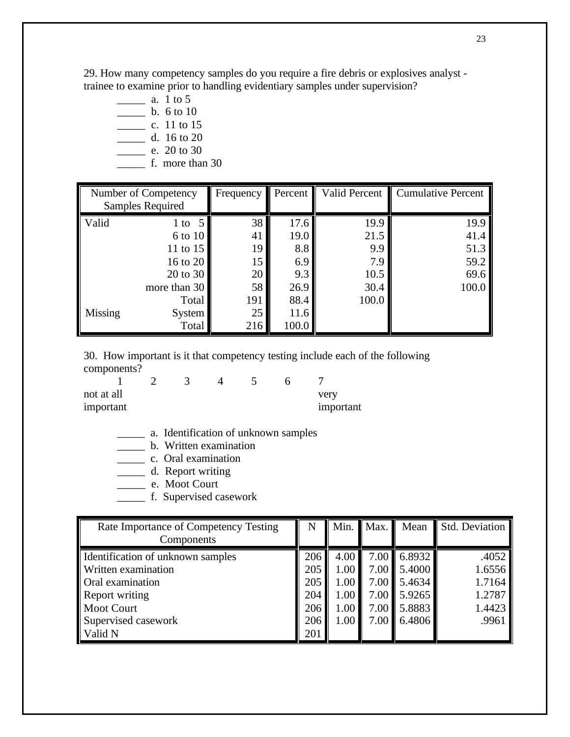29. How many competency samples do you require a fire debris or explosives analyst - trainee to examine prior to handling evidentiary samples under supervision?

_____ a. 1 to 5
_____ b. 6 to 10
_____ c. 11 to 15
_____ d. 16 to 20
_____ e. 20 to 30
_____ f. more than 30

| Number of Competency Samples Required | | Frequency | Percent | Valid Percent | Cumulative Percent |
|---|---|---|---|---|---|
| Valid | 1 to 5 | 38 | 17.6 | 19.9 | 19.9 |
| | 6 to 10 | 41 | 19.0 | 21.5 | 41.4 |
| | 11 to 15 | 19 | 8.8 | 9.9 | 51.3 |
| | 16 to 20 | 15 | 6.9 | 7.9 | 59.2 |
| | 20 to 30 | 20 | 9.3 | 10.5 | 69.6 |
| | more than 30 | 58 | 26.9 | 30.4 | 100.0 |
| | Total | 191 | 88.4 | 100.0 | |
| Missing | System | 25 | 11.6 | | |
| | Total | 216 | 100.0 | | |

30. How important is it that competency testing include each of the following components?

| 1 | 2 | 3 | 4 | 5 | 6 | 7 |
|---|---|---|---|---|---|---|
| not at all important | | | | | | very important |

_____ a. Identification of unknown samples
_____ b. Written examination
_____ c. Oral examination
_____ d. Report writing
_____ e. Moot Court
_____ f. Supervised casework

| Rate Importance of Competency Testing Components | N | Min. | Max. | Mean | Std. Deviation |
|---|---|---|---|---|---|
| Identification of unknown samples | 206 | 4.00 | 7.00 | 6.8932 | .4052 |
| Written examination | 205 | 1.00 | 7.00 | 5.4000 | 1.6556 |
| Oral examination | 205 | 1.00 | 7.00 | 5.4634 | 1.7164 |
| Report writing | 204 | 1.00 | 7.00 | 5.9265 | 1.2787 |
| Moot Court | 206 | 1.00 | 7.00 | 5.8883 | 1.4423 |
| Supervised casework | 206 | 1.00 | 7.00 | 6.4806 | .9961 |
| Valid N | 201 | | | | |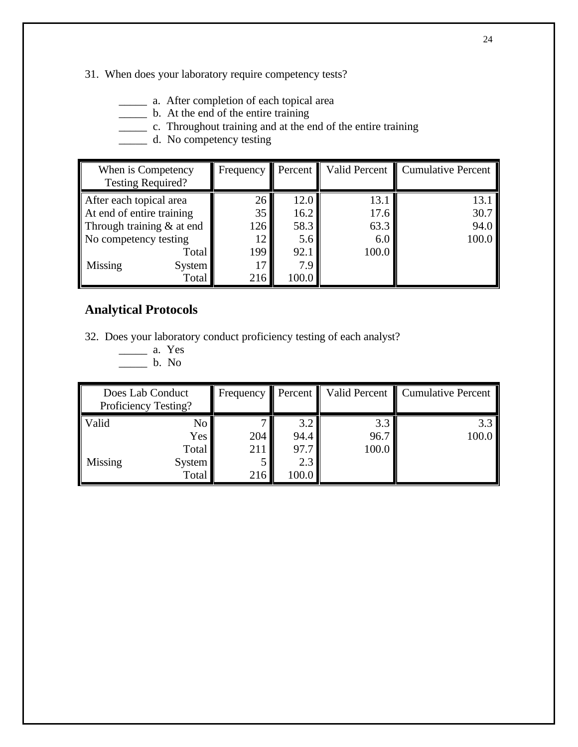31. When does your laboratory require competency tests?

_____ a. After completion of each topical area
_____ b. At the end of the entire training
_____ c. Throughout training and at the end of the entire training
_____ d. No competency testing

| When is Competency Testing Required? | | Frequency | Percent | Valid Percent | Cumulative Percent |
|---|---|---|---|---|---|
| After each topical area | | 26 | 12.0 | 13.1 | 13.1 |
| At end of entire training | | 35 | 16.2 | 17.6 | 30.7 |
| Through training & at end | | 126 | 58.3 | 63.3 | 94.0 |
| No competency testing | | 12 | 5.6 | 6.0 | 100.0 |
| | Total | 199 | 92.1 | 100.0 | |
| Missing | System | 17 | 7.9 | | |
| | Total | 216 | 100.0 | | |

## Analytical Protocols

32. Does your laboratory conduct proficiency testing of each analyst?
_____ a. Yes
_____ b. No

| Does Lab Conduct Proficiency Testing? | | Frequency | Percent | Valid Percent | Cumulative Percent |
|---|---|---|---|---|---|
| Valid | No | 7 | 3.2 | 3.3 | 3.3 |
| | Yes | 204 | 94.4 | 96.7 | 100.0 |
| | Total | 211 | 97.7 | 100.0 | |
| Missing | System | 5 | 2.3 | | |
| | Total | 216 | 100.0 | | |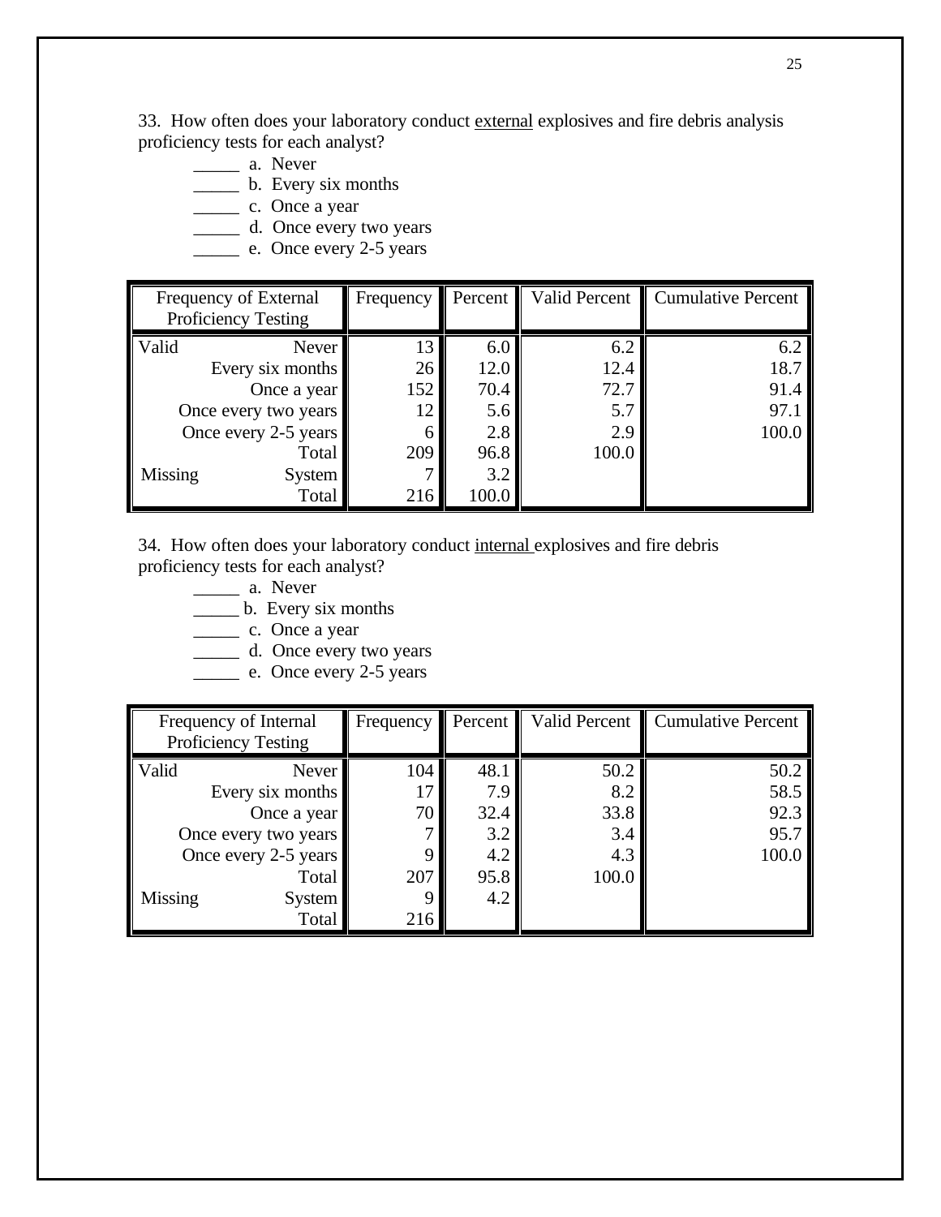33. How often does your laboratory conduct <u>external</u> explosives and fire debris analysis proficiency tests for each analyst?

_____ a. Never
_____ b. Every six months
_____ c. Once a year
_____ d. Once every two years
_____ e. Once every 2-5 years

| Frequency of External Proficiency Testing | | Frequency | Percent | Valid Percent | Cumulative Percent |
|---|---|---|---|---|---|
| Valid | Never | 13 | 6.0 | 6.2 | 6.2 |
| | Every six months | 26 | 12.0 | 12.4 | 18.7 |
| | Once a year | 152 | 70.4 | 72.7 | 91.4 |
| | Once every two years | 12 | 5.6 | 5.7 | 97.1 |
| | Once every 2-5 years | 6 | 2.8 | 2.9 | 100.0 |
| | Total | 209 | 96.8 | 100.0 | |
| Missing | System | 7 | 3.2 | | |
| | Total | 216 | 100.0 | | |

34. How often does your laboratory conduct <u>internal</u> explosives and fire debris proficiency tests for each analyst?

_____ a. Never
_____ b. Every six months
_____ c. Once a year
_____ d. Once every two years
_____ e. Once every 2-5 years

| Frequency of Internal Proficiency Testing | | Frequency | Percent | Valid Percent | Cumulative Percent |
|---|---|---|---|---|---|
| Valid | Never | 104 | 48.1 | 50.2 | 50.2 |
| | Every six months | 17 | 7.9 | 8.2 | 58.5 |
| | Once a year | 70 | 32.4 | 33.8 | 92.3 |
| | Once every two years | 7 | 3.2 | 3.4 | 95.7 |
| | Once every 2-5 years | 9 | 4.2 | 4.3 | 100.0 |
| | Total | 207 | 95.8 | 100.0 | |
| Missing | System | 9 | 4.2 | | |
| | Total | 216 | | | |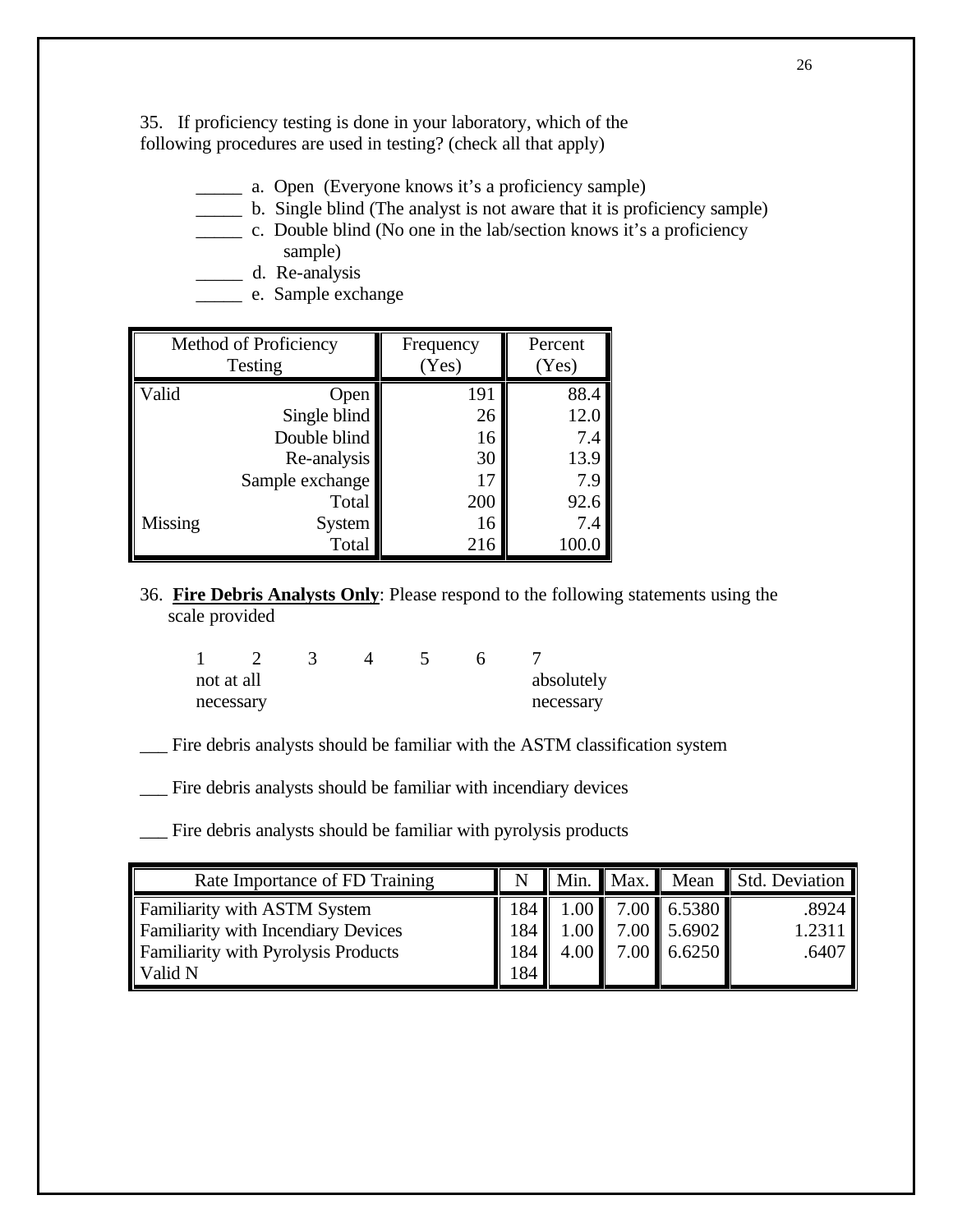35. If proficiency testing is done in your laboratory, which of the following procedures are used in testing? (check all that apply)

_____ a. Open (Everyone knows it's a proficiency sample)
_____ b. Single blind (The analyst is not aware that it is proficiency sample)
_____ c. Double blind (No one in the lab/section knows it's a proficiency sample)
_____ d. Re-analysis
_____ e. Sample exchange

| Method of Proficiency Testing | | Frequency (Yes) | Percent (Yes) |
|---|---|---|---|
| Valid | Open | 191 | 88.4 |
| | Single blind | 26 | 12.0 |
| | Double blind | 16 | 7.4 |
| | Re-analysis | 30 | 13.9 |
| | Sample exchange | 17 | 7.9 |
| | Total | 200 | 92.6 |
| Missing | System | 16 | 7.4 |
| | Total | 216 | 100.0 |

36. **Fire Debris Analysts Only**: Please respond to the following statements using the scale provided

1 2 3 4 5 6 7
not at all necessary ... absolutely necessary

___ Fire debris analysts should be familiar with the ASTM classification system

___ Fire debris analysts should be familiar with incendiary devices

___ Fire debris analysts should be familiar with pyrolysis products

| Rate Importance of FD Training | N | Min. | Max. | Mean | Std. Deviation |
|---|---|---|---|---|---|
| Familiarity with ASTM System | 184 | 1.00 | 7.00 | 6.5380 | .8924 |
| Familiarity with Incendiary Devices | 184 | 1.00 | 7.00 | 5.6902 | 1.2311 |
| Familiarity with Pyrolysis Products | 184 | 4.00 | 7.00 | 6.6250 | .6407 |
| Valid N | 184 | | | | |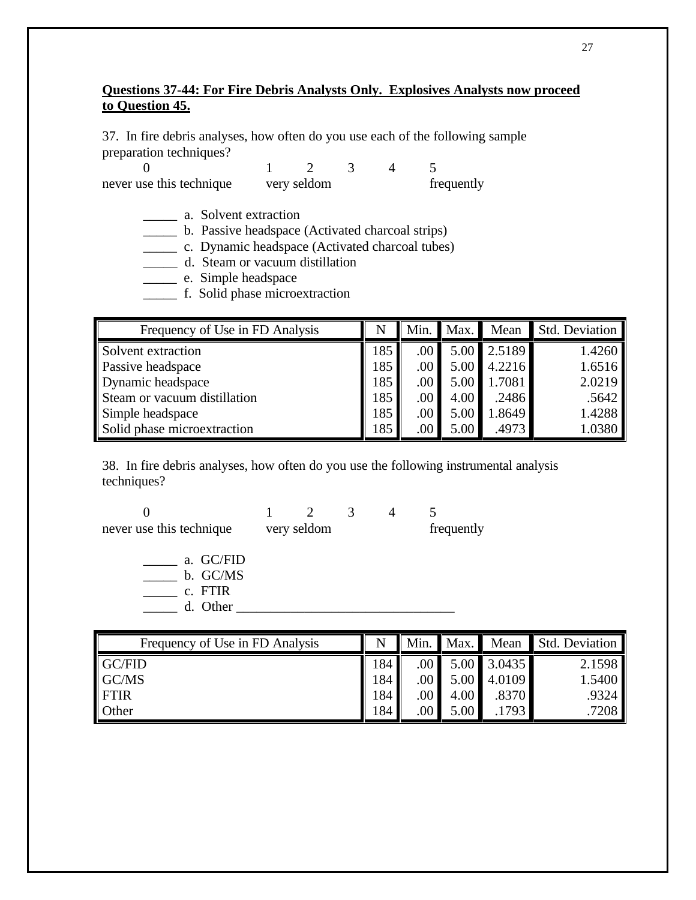**Questions 37-44: For Fire Debris Analysts Only. Explosives Analysts now proceed to Question 45.**

37. In fire debris analyses, how often do you use each of the following sample preparation techniques?

| 0 | 1 | 2 | 3 | 4 | 5 |
|---|---|---|---|---|---|
| never use this technique | very seldom | | | | frequently |

_____ a. Solvent extraction
_____ b. Passive headspace (Activated charcoal strips)
_____ c. Dynamic headspace (Activated charcoal tubes)
_____ d. Steam or vacuum distillation
_____ e. Simple headspace
_____ f. Solid phase microextraction

| Frequency of Use in FD Analysis | N | Min. | Max. | Mean | Std. Deviation |
|---|---|---|---|---|---|
| Solvent extraction | 185 | .00 | 5.00 | 2.5189 | 1.4260 |
| Passive headspace | 185 | .00 | 5.00 | 4.2216 | 1.6516 |
| Dynamic headspace | 185 | .00 | 5.00 | 1.7081 | 2.0219 |
| Steam or vacuum distillation | 185 | .00 | 4.00 | .2486 | .5642 |
| Simple headspace | 185 | .00 | 5.00 | 1.8649 | 1.4288 |
| Solid phase microextraction | 185 | .00 | 5.00 | .4973 | 1.0380 |

38. In fire debris analyses, how often do you use the following instrumental analysis techniques?

| 0 | 1 | 2 | 3 | 4 | 5 |
|---|---|---|---|---|---|
| never use this technique | very seldom | | | | frequently |

_____ a. GC/FID
_____ b. GC/MS
_____ c. FTIR
_____ d. Other ________________________________

| Frequency of Use in FD Analysis | N | Min. | Max. | Mean | Std. Deviation |
|---|---|---|---|---|---|
| GC/FID | 184 | .00 | 5.00 | 3.0435 | 2.1598 |
| GC/MS | 184 | .00 | 5.00 | 4.0109 | 1.5400 |
| FTIR | 184 | .00 | 4.00 | .8370 | .9324 |
| Other | 184 | .00 | 5.00 | .1793 | .7208 |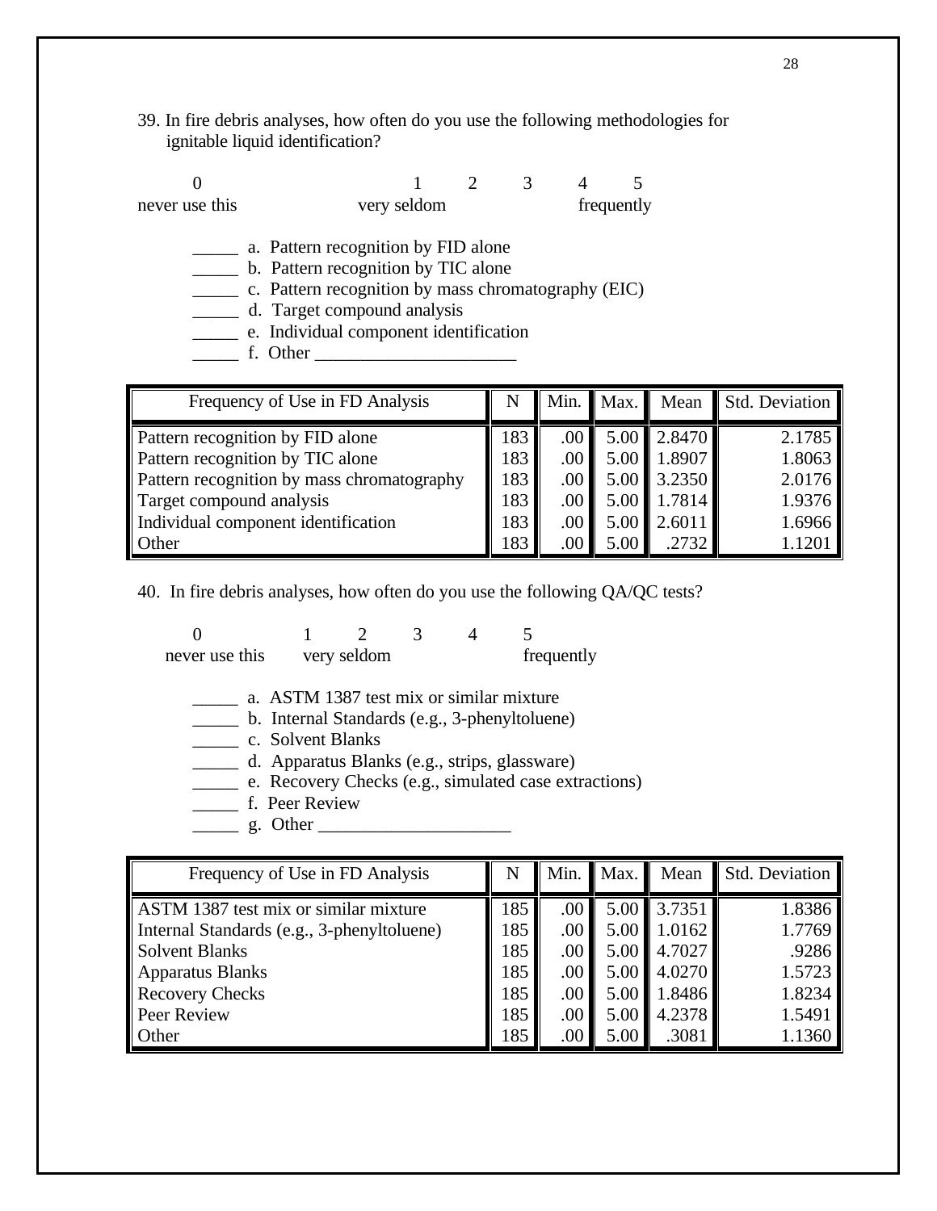39. In fire debris analyses, how often do you use the following methodologies for ignitable liquid identification?

| 0 | 1 | 2 | 3 | 4 | 5 |
|---|---|---|---|---|---|
| never use this | very seldom | | | frequently | |

_____ a. Pattern recognition by FID alone
_____ b. Pattern recognition by TIC alone
_____ c. Pattern recognition by mass chromatography (EIC)
_____ d. Target compound analysis
_____ e. Individual component identification
_____ f. Other ______________________

| Frequency of Use in FD Analysis | N | Min. | Max. | Mean | Std. Deviation |
|---|---|---|---|---|---|
| Pattern recognition by FID alone | 183 | .00 | 5.00 | 2.8470 | 2.1785 |
| Pattern recognition by TIC alone | 183 | .00 | 5.00 | 1.8907 | 1.8063 |
| Pattern recognition by mass chromatography | 183 | .00 | 5.00 | 3.2350 | 2.0176 |
| Target compound analysis | 183 | .00 | 5.00 | 1.7814 | 1.9376 |
| Individual component identification | 183 | .00 | 5.00 | 2.6011 | 1.6966 |
| Other | 183 | .00 | 5.00 | .2732 | 1.1201 |

40. In fire debris analyses, how often do you use the following QA/QC tests?

| 0 | 1 | 2 | 3 | 4 | 5 |
|---|---|---|---|---|---|
| never use this | very seldom | | | | frequently |

_____ a. ASTM 1387 test mix or similar mixture
_____ b. Internal Standards (e.g., 3-phenyltoluene)
_____ c. Solvent Blanks
_____ d. Apparatus Blanks (e.g., strips, glassware)
_____ e. Recovery Checks (e.g., simulated case extractions)
_____ f. Peer Review
_____ g. Other _____________________

| Frequency of Use in FD Analysis | N | Min. | Max. | Mean | Std. Deviation |
|---|---|---|---|---|---|
| ASTM 1387 test mix or similar mixture | 185 | .00 | 5.00 | 3.7351 | 1.8386 |
| Internal Standards (e.g., 3-phenyltoluene) | 185 | .00 | 5.00 | 1.0162 | 1.7769 |
| Solvent Blanks | 185 | .00 | 5.00 | 4.7027 | .9286 |
| Apparatus Blanks | 185 | .00 | 5.00 | 4.0270 | 1.5723 |
| Recovery Checks | 185 | .00 | 5.00 | 1.8486 | 1.8234 |
| Peer Review | 185 | .00 | 5.00 | 4.2378 | 1.5491 |
| Other | 185 | .00 | 5.00 | .3081 | 1.1360 |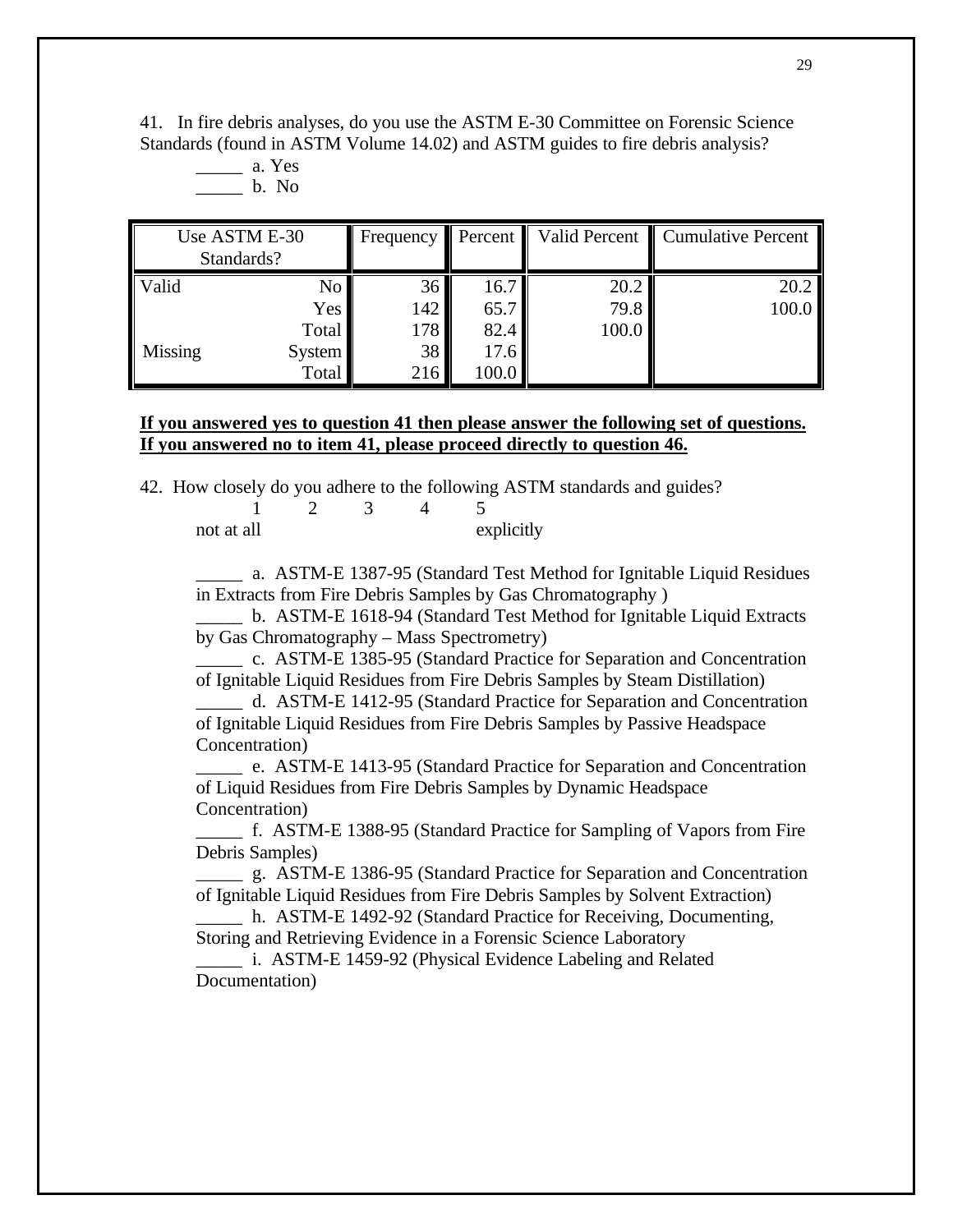41. In fire debris analyses, do you use the ASTM E-30 Committee on Forensic Science Standards (found in ASTM Volume 14.02) and ASTM guides to fire debris analysis?

_____ a. Yes
_____ b. No

| Use ASTM E-30 Standards? | | Frequency | Percent | Valid Percent | Cumulative Percent |
|---|---|---|---|---|---|
| Valid | No | 36 | 16.7 | 20.2 | 20.2 |
| | Yes | 142 | 65.7 | 79.8 | 100.0 |
| | Total | 178 | 82.4 | 100.0 | |
| Missing | System | 38 | 17.6 | | |
| | Total | 216 | 100.0 | | |

**If you answered yes to question 41 then please answer the following set of questions. If you answered no to item 41, please proceed directly to question 46.**

42. How closely do you adhere to the following ASTM standards and guides?

1 2 3 4 5
not at all explicitly

_____ a. ASTM-E 1387-95 (Standard Test Method for Ignitable Liquid Residues in Extracts from Fire Debris Samples by Gas Chromatography )
_____ b. ASTM-E 1618-94 (Standard Test Method for Ignitable Liquid Extracts by Gas Chromatography – Mass Spectrometry)
_____ c. ASTM-E 1385-95 (Standard Practice for Separation and Concentration of Ignitable Liquid Residues from Fire Debris Samples by Steam Distillation)
_____ d. ASTM-E 1412-95 (Standard Practice for Separation and Concentration of Ignitable Liquid Residues from Fire Debris Samples by Passive Headspace Concentration)
_____ e. ASTM-E 1413-95 (Standard Practice for Separation and Concentration of Liquid Residues from Fire Debris Samples by Dynamic Headspace Concentration)
_____ f. ASTM-E 1388-95 (Standard Practice for Sampling of Vapors from Fire Debris Samples)
_____ g. ASTM-E 1386-95 (Standard Practice for Separation and Concentration of Ignitable Liquid Residues from Fire Debris Samples by Solvent Extraction)
_____ h. ASTM-E 1492-92 (Standard Practice for Receiving, Documenting, Storing and Retrieving Evidence in a Forensic Science Laboratory
_____ i. ASTM-E 1459-92 (Physical Evidence Labeling and Related Documentation)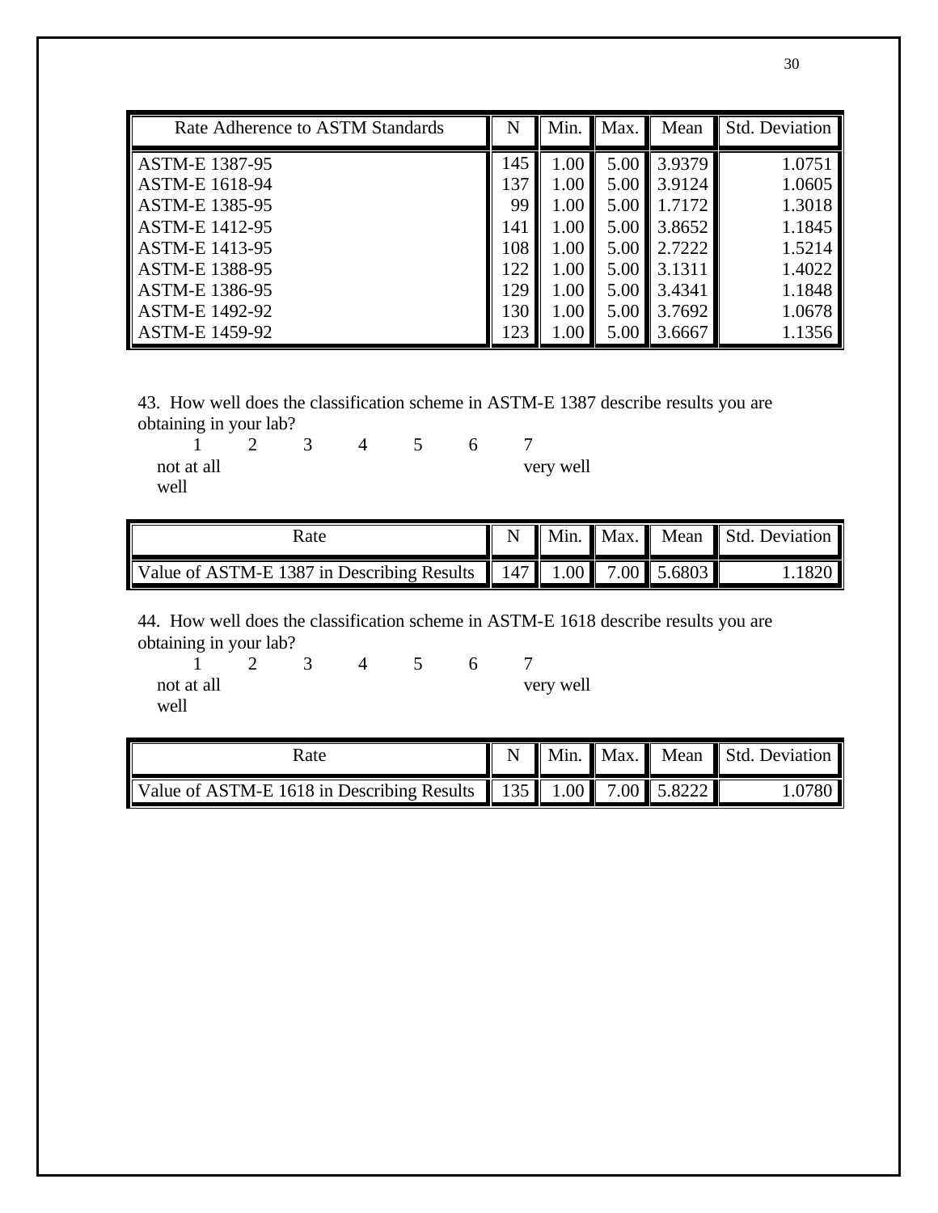| Rate Adherence to ASTM Standards | N | Min. | Max. | Mean | Std. Deviation |
|---|---|---|---|---|---|
| ASTM-E 1387-95 | 145 | 1.00 | 5.00 | 3.9379 | 1.0751 |
| ASTM-E 1618-94 | 137 | 1.00 | 5.00 | 3.9124 | 1.0605 |
| ASTM-E 1385-95 | 99 | 1.00 | 5.00 | 1.7172 | 1.3018 |
| ASTM-E 1412-95 | 141 | 1.00 | 5.00 | 3.8652 | 1.1845 |
| ASTM-E 1413-95 | 108 | 1.00 | 5.00 | 2.7222 | 1.5214 |
| ASTM-E 1388-95 | 122 | 1.00 | 5.00 | 3.1311 | 1.4022 |
| ASTM-E 1386-95 | 129 | 1.00 | 5.00 | 3.4341 | 1.1848 |
| ASTM-E 1492-92 | 130 | 1.00 | 5.00 | 3.7692 | 1.0678 |
| ASTM-E 1459-92 | 123 | 1.00 | 5.00 | 3.6667 | 1.1356 |

43. How well does the classification scheme in ASTM-E 1387 describe results you are obtaining in your lab?

1 2 3 4 5 6 7

not at all well ... very well

| Rate | N | Min. | Max. | Mean | Std. Deviation |
|---|---|---|---|---|---|
| Value of ASTM-E 1387 in Describing Results | 147 | 1.00 | 7.00 | 5.6803 | 1.1820 |

44. How well does the classification scheme in ASTM-E 1618 describe results you are obtaining in your lab?

1 2 3 4 5 6 7

not at all well ... very well

| Rate | N | Min. | Max. | Mean | Std. Deviation |
|---|---|---|---|---|---|
| Value of ASTM-E 1618 in Describing Results | 135 | 1.00 | 7.00 | 5.8222 | 1.0780 |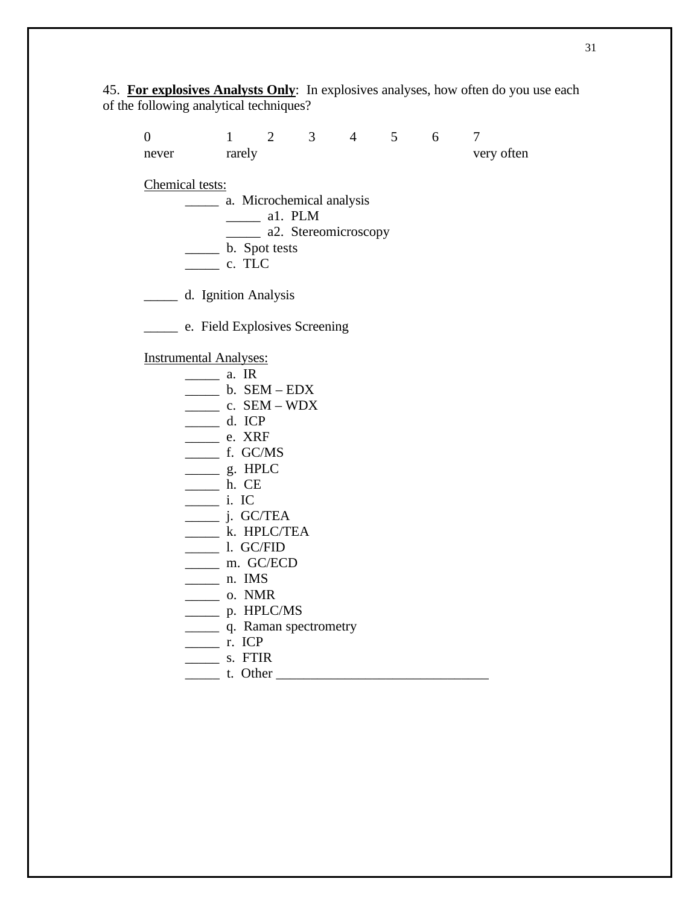45. **For explosives Analysts Only**: In explosives analyses, how often do you use each of the following analytical techniques?

| 0 | 1 | 2 | 3 | 4 | 5 | 6 | 7 |
|---|---|---|---|---|---|---|---|
| never | rarely | | | | | | very often |

Chemical tests:

_____ a. Microchemical analysis

_____ a1. PLM

_____ a2. Stereomicroscopy

_____ b. Spot tests

_____ c. TLC

_____ d. Ignition Analysis

_____ e. Field Explosives Screening

Instrumental Analyses:

_____ a. IR

_____ b. SEM – EDX

_____ c. SEM – WDX

_____ d. ICP

_____ e. XRF

_____ f. GC/MS

_____ g. HPLC

_____ h. CE

_____ i. IC

_____ j. GC/TEA

_____ k. HPLC/TEA

_____ l. GC/FID

_____ m. GC/ECD

_____ n. IMS

_____ o. NMR

_____ p. HPLC/MS

_____ q. Raman spectrometry

_____ r. ICP

_____ s. FTIR

_____ t. Other _______________________________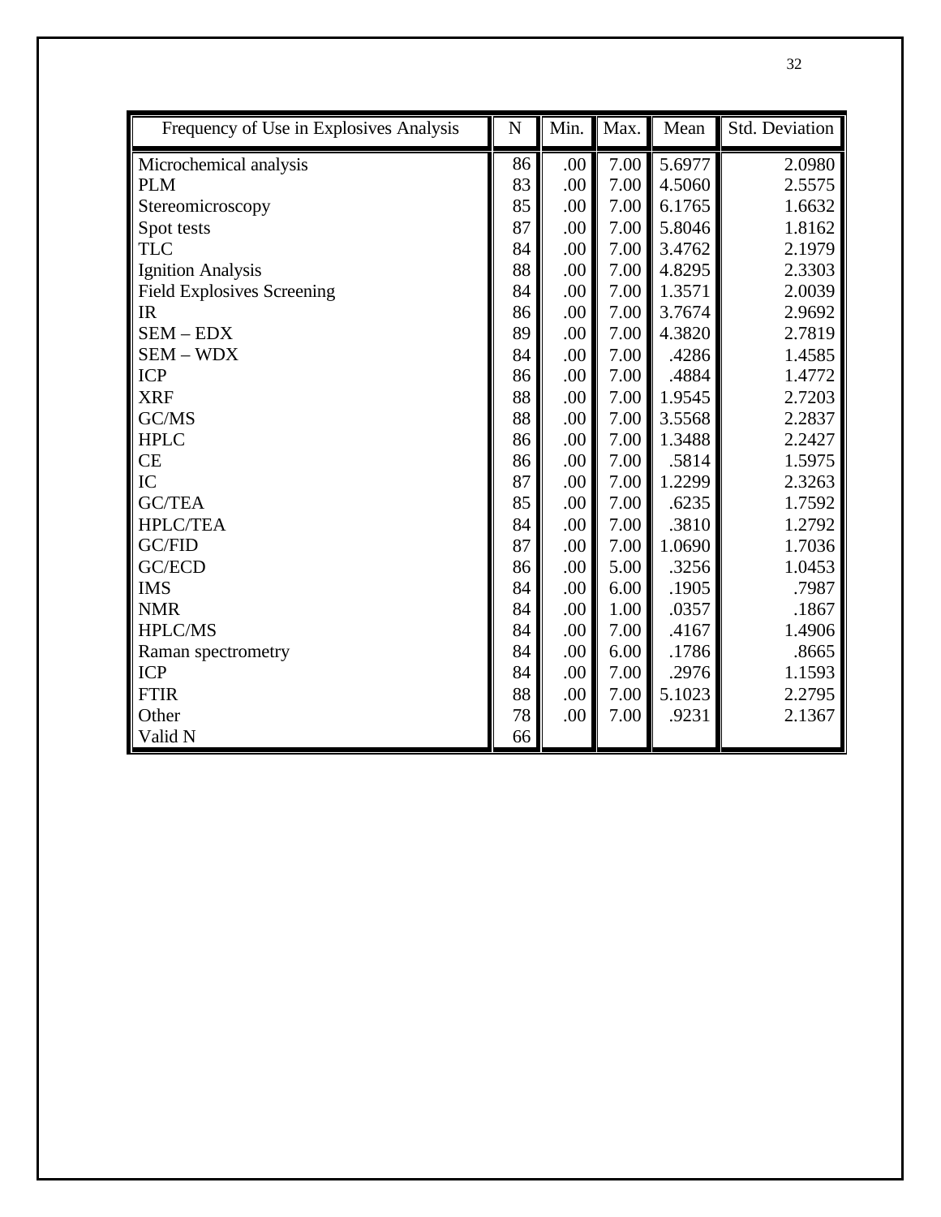| Frequency of Use in Explosives Analysis | N | Min. | Max. | Mean | Std. Deviation |
|---|---|---|---|---|---|
| Microchemical analysis | 86 | .00 | 7.00 | 5.6977 | 2.0980 |
| PLM | 83 | .00 | 7.00 | 4.5060 | 2.5575 |
| Stereomicroscopy | 85 | .00 | 7.00 | 6.1765 | 1.6632 |
| Spot tests | 87 | .00 | 7.00 | 5.8046 | 1.8162 |
| TLC | 84 | .00 | 7.00 | 3.4762 | 2.1979 |
| Ignition Analysis | 88 | .00 | 7.00 | 4.8295 | 2.3303 |
| Field Explosives Screening | 84 | .00 | 7.00 | 1.3571 | 2.0039 |
| IR | 86 | .00 | 7.00 | 3.7674 | 2.9692 |
| SEM – EDX | 89 | .00 | 7.00 | 4.3820 | 2.7819 |
| SEM – WDX | 84 | .00 | 7.00 | .4286 | 1.4585 |
| ICP | 86 | .00 | 7.00 | .4884 | 1.4772 |
| XRF | 88 | .00 | 7.00 | 1.9545 | 2.7203 |
| GC/MS | 88 | .00 | 7.00 | 3.5568 | 2.2837 |
| HPLC | 86 | .00 | 7.00 | 1.3488 | 2.2427 |
| CE | 86 | .00 | 7.00 | .5814 | 1.5975 |
| IC | 87 | .00 | 7.00 | 1.2299 | 2.3263 |
| GC/TEA | 85 | .00 | 7.00 | .6235 | 1.7592 |
| HPLC/TEA | 84 | .00 | 7.00 | .3810 | 1.2792 |
| GC/FID | 87 | .00 | 7.00 | 1.0690 | 1.7036 |
| GC/ECD | 86 | .00 | 5.00 | .3256 | 1.0453 |
| IMS | 84 | .00 | 6.00 | .1905 | .7987 |
| NMR | 84 | .00 | 1.00 | .0357 | .1867 |
| HPLC/MS | 84 | .00 | 7.00 | .4167 | 1.4906 |
| Raman spectrometry | 84 | .00 | 6.00 | .1786 | .8665 |
| ICP | 84 | .00 | 7.00 | .2976 | 1.1593 |
| FTIR | 88 | .00 | 7.00 | 5.1023 | 2.2795 |
| Other | 78 | .00 | 7.00 | .9231 | 2.1367 |
| Valid N | 66 | | | | |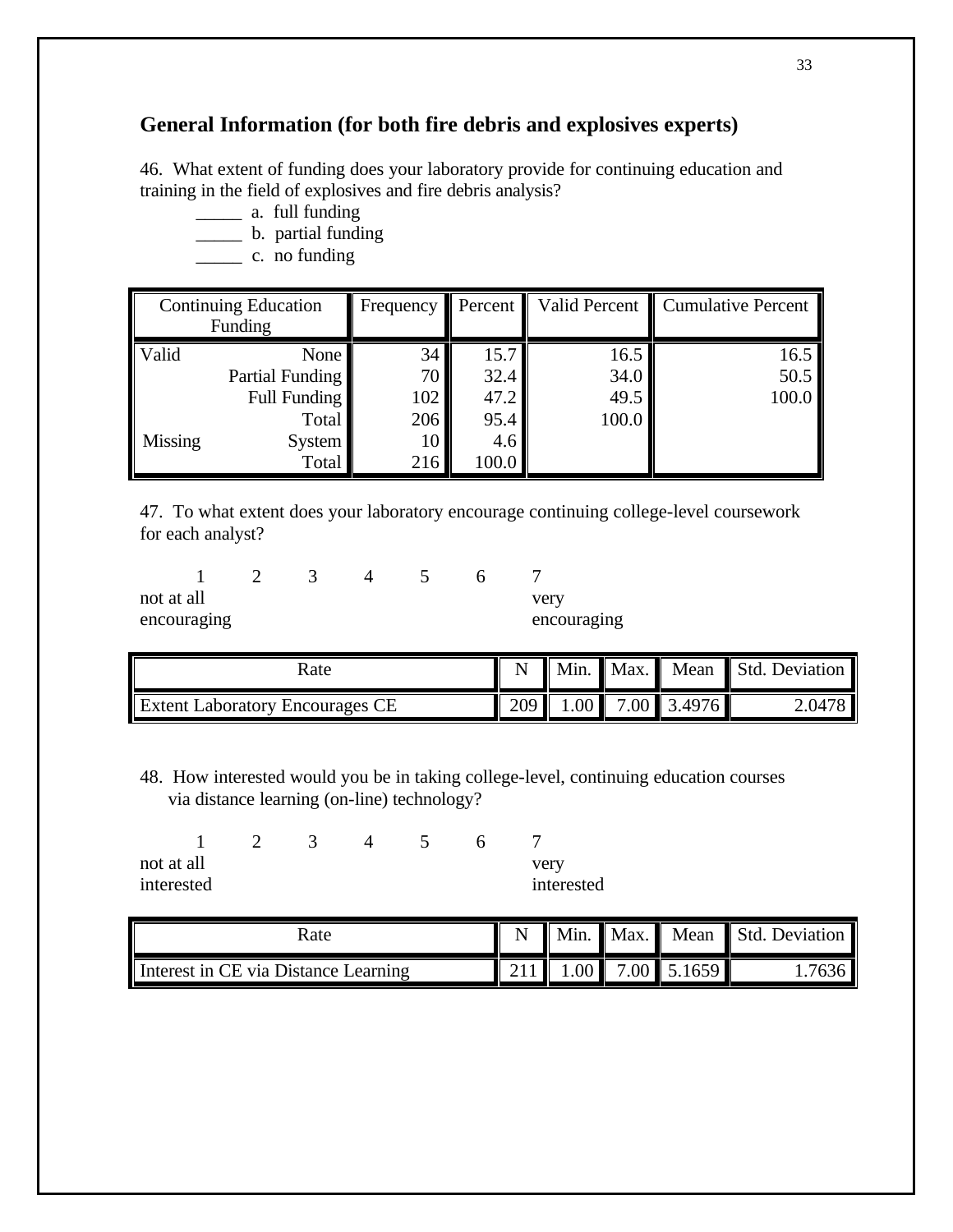## General Information (for both fire debris and explosives experts)

46. What extent of funding does your laboratory provide for continuing education and training in the field of explosives and fire debris analysis?

_____ a. full funding
_____ b. partial funding
_____ c. no funding

| Continuing Education Funding | | Frequency | Percent | Valid Percent | Cumulative Percent |
|---|---|---|---|---|---|
| Valid | None | 34 | 15.7 | 16.5 | 16.5 |
| | Partial Funding | 70 | 32.4 | 34.0 | 50.5 |
| | Full Funding | 102 | 47.2 | 49.5 | 100.0 |
| | Total | 206 | 95.4 | 100.0 | |
| Missing | System | 10 | 4.6 | | |
| | Total | 216 | 100.0 | | |

47. To what extent does your laboratory encourage continuing college-level coursework for each analyst?

1 2 3 4 5 6 7
not at all encouraging — very encouraging

| Rate | N | Min. | Max. | Mean | Std. Deviation |
|---|---|---|---|---|---|
| Extent Laboratory Encourages CE | 209 | 1.00 | 7.00 | 3.4976 | 2.0478 |

48. How interested would you be in taking college-level, continuing education courses via distance learning (on-line) technology?

1 2 3 4 5 6 7
not at all interested — very interested

| Rate | N | Min. | Max. | Mean | Std. Deviation |
|---|---|---|---|---|---|
| Interest in CE via Distance Learning | 211 | 1.00 | 7.00 | 5.1659 | 1.7636 |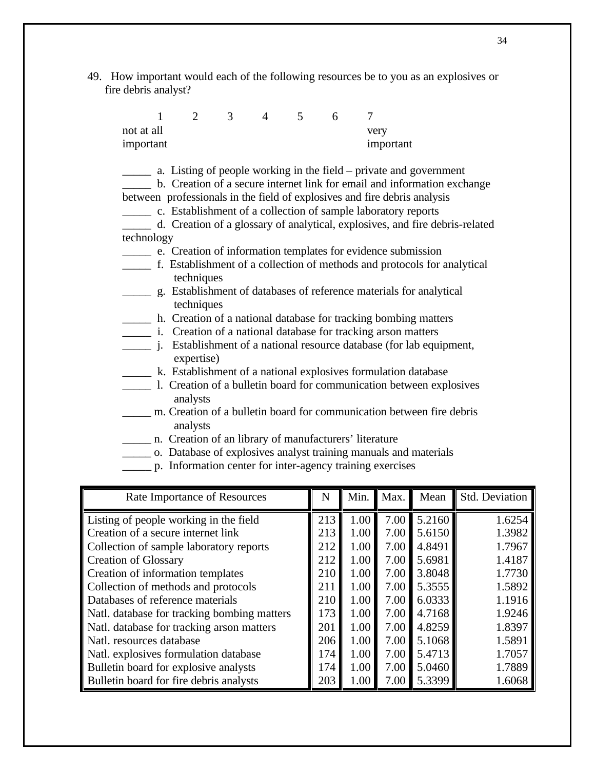49. How important would each of the following resources be to you as an explosives or fire debris analyst?

| 1 | 2 | 3 | 4 | 5 | 6 | 7 |
|---|---|---|---|---|---|---|
| not at all important | | | | | | very important |

_____ a. Listing of people working in the field – private and government
_____ b. Creation of a secure internet link for email and information exchange between professionals in the field of explosives and fire debris analysis
_____ c. Establishment of a collection of sample laboratory reports
_____ d. Creation of a glossary of analytical, explosives, and fire debris-related technology
_____ e. Creation of information templates for evidence submission
_____ f. Establishment of a collection of methods and protocols for analytical techniques
_____ g. Establishment of databases of reference materials for analytical techniques
_____ h. Creation of a national database for tracking bombing matters
_____ i. Creation of a national database for tracking arson matters
_____ j. Establishment of a national resource database (for lab equipment, expertise)
_____ k. Establishment of a national explosives formulation database
_____ l. Creation of a bulletin board for communication between explosives analysts
_____ m. Creation of a bulletin board for communication between fire debris analysts
_____ n. Creation of an library of manufacturers' literature
_____ o. Database of explosives analyst training manuals and materials
_____ p. Information center for inter-agency training exercises

| Rate Importance of Resources | N | Min. | Max. | Mean | Std. Deviation |
|---|---|---|---|---|---|
| Listing of people working in the field | 213 | 1.00 | 7.00 | 5.2160 | 1.6254 |
| Creation of a secure internet link | 213 | 1.00 | 7.00 | 5.6150 | 1.3982 |
| Collection of sample laboratory reports | 212 | 1.00 | 7.00 | 4.8491 | 1.7967 |
| Creation of Glossary | 212 | 1.00 | 7.00 | 5.6981 | 1.4187 |
| Creation of information templates | 210 | 1.00 | 7.00 | 3.8048 | 1.7730 |
| Collection of methods and protocols | 211 | 1.00 | 7.00 | 5.3555 | 1.5892 |
| Databases of reference materials | 210 | 1.00 | 7.00 | 6.0333 | 1.1916 |
| Natl. database for tracking bombing matters | 173 | 1.00 | 7.00 | 4.7168 | 1.9246 |
| Natl. database for tracking arson matters | 201 | 1.00 | 7.00 | 4.8259 | 1.8397 |
| Natl. resources database | 206 | 1.00 | 7.00 | 5.1068 | 1.5891 |
| Natl. explosives formulation database | 174 | 1.00 | 7.00 | 5.4713 | 1.7057 |
| Bulletin board for explosive analysts | 174 | 1.00 | 7.00 | 5.0460 | 1.7889 |
| Bulletin board for fire debris analysts | 203 | 1.00 | 7.00 | 5.3399 | 1.6068 |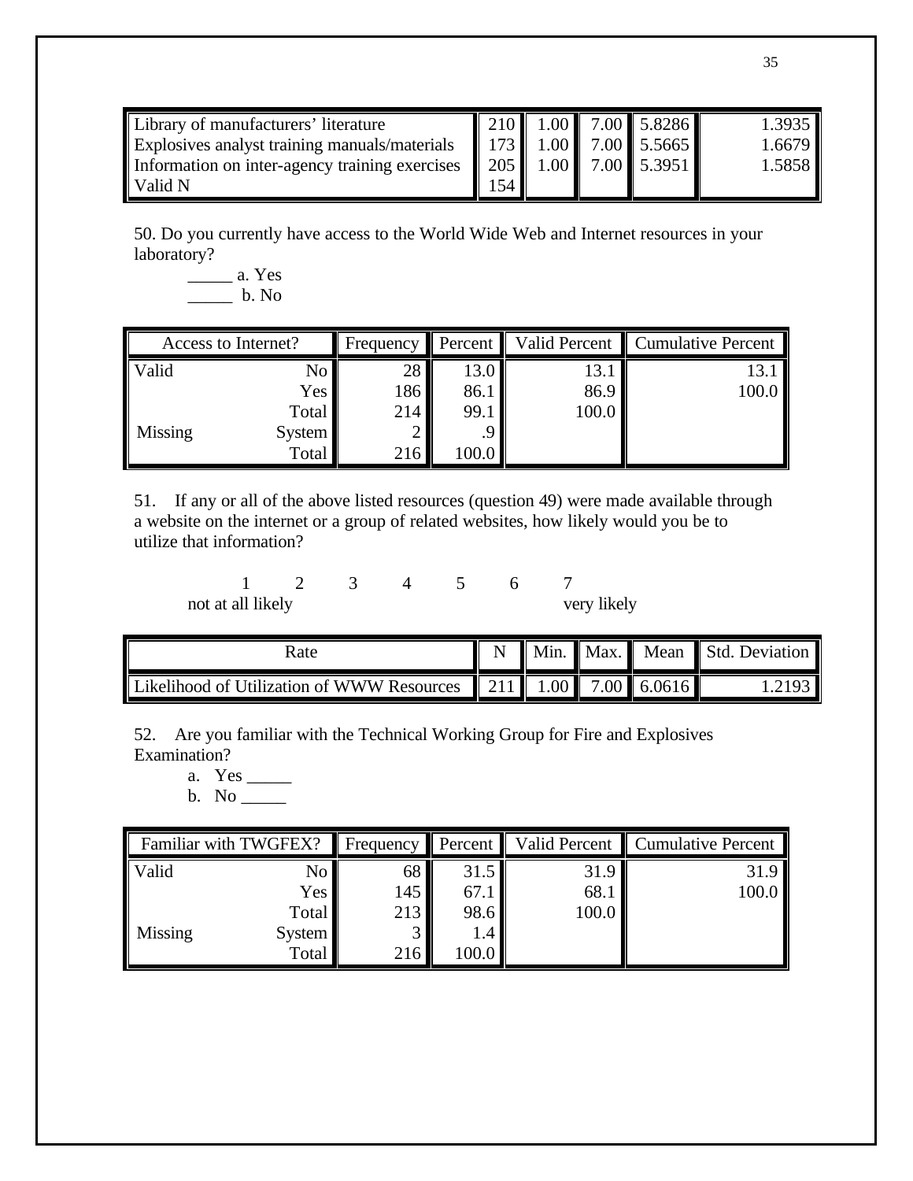| | | | | | |
|---|---|---|---|---|---|
| Library of manufacturers' literature | 210 | 1.00 | 7.00 | 5.8286 | 1.3935 |
| Explosives analyst training manuals/materials | 173 | 1.00 | 7.00 | 5.5665 | 1.6679 |
| Information on inter-agency training exercises | 205 | 1.00 | 7.00 | 5.3951 | 1.5858 |
| Valid N | 154 | | | | |

50. Do you currently have access to the World Wide Web and Internet resources in your laboratory?

_____ a. Yes
_____ b. No

| Access to Internet? | | Frequency | Percent | Valid Percent | Cumulative Percent |
|---|---|---|---|---|---|
| Valid | No | 28 | 13.0 | 13.1 | 13.1 |
| | Yes | 186 | 86.1 | 86.9 | 100.0 |
| | Total | 214 | 99.1 | 100.0 | |
| Missing | System | 2 | .9 | | |
| | Total | 216 | 100.0 | | |

51. If any or all of the above listed resources (question 49) were made available through a website on the internet or a group of related websites, how likely would you be to utilize that information?

1 2 3 4 5 6 7
not at all likely very likely

| Rate | N | Min. | Max. | Mean | Std. Deviation |
|---|---|---|---|---|---|
| Likelihood of Utilization of WWW Resources | 211 | 1.00 | 7.00 | 6.0616 | 1.2193 |

52. Are you familiar with the Technical Working Group for Fire and Explosives Examination?

a. Yes _____
b. No _____

| Familiar with TWGFEX? | | Frequency | Percent | Valid Percent | Cumulative Percent |
|---|---|---|---|---|---|
| Valid | No | 68 | 31.5 | 31.9 | 31.9 |
| | Yes | 145 | 67.1 | 68.1 | 100.0 |
| | Total | 213 | 98.6 | 100.0 | |
| Missing | System | 3 | 1.4 | | |
| | Total | 216 | 100.0 | | |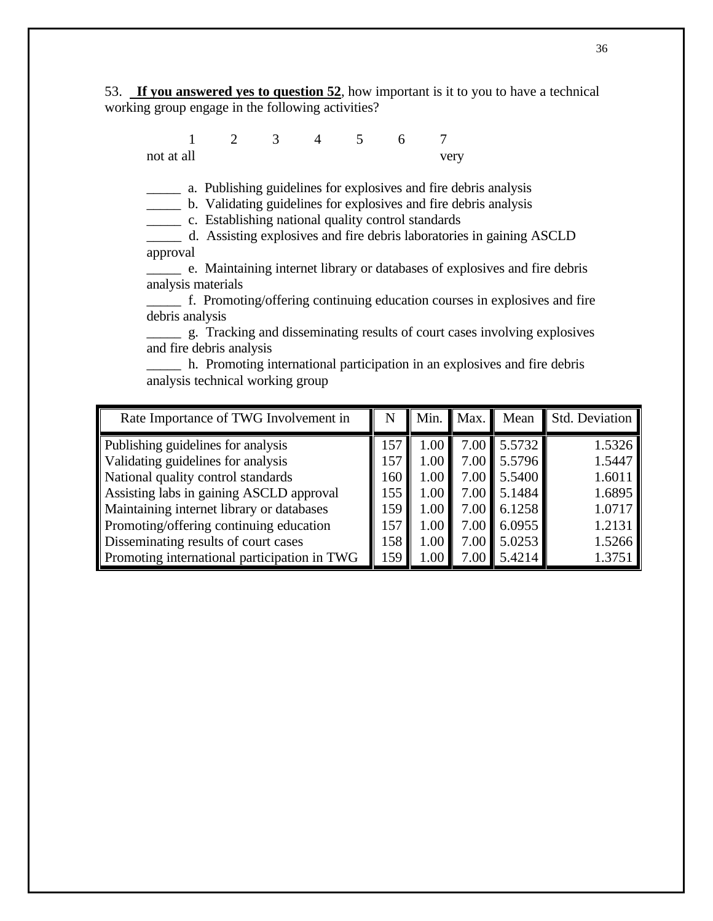53. **If you answered yes to question 52**, how important is it to you to have a technical working group engage in the following activities?

| 1 | 2 | 3 | 4 | 5 | 6 | 7 |
|---|---|---|---|---|---|---|
| not at all | | | | | | very |

_____ a. Publishing guidelines for explosives and fire debris analysis
_____ b. Validating guidelines for explosives and fire debris analysis
_____ c. Establishing national quality control standards
_____ d. Assisting explosives and fire debris laboratories in gaining ASCLD approval
_____ e. Maintaining internet library or databases of explosives and fire debris analysis materials
_____ f. Promoting/offering continuing education courses in explosives and fire debris analysis
_____ g. Tracking and disseminating results of court cases involving explosives and fire debris analysis
_____ h. Promoting international participation in an explosives and fire debris analysis technical working group

| Rate Importance of TWG Involvement in | N | Min. | Max. | Mean | Std. Deviation |
|---|---|---|---|---|---|
| Publishing guidelines for analysis | 157 | 1.00 | 7.00 | 5.5732 | 1.5326 |
| Validating guidelines for analysis | 157 | 1.00 | 7.00 | 5.5796 | 1.5447 |
| National quality control standards | 160 | 1.00 | 7.00 | 5.5400 | 1.6011 |
| Assisting labs in gaining ASCLD approval | 155 | 1.00 | 7.00 | 5.1484 | 1.6895 |
| Maintaining internet library or databases | 159 | 1.00 | 7.00 | 6.1258 | 1.0717 |
| Promoting/offering continuing education | 157 | 1.00 | 7.00 | 6.0955 | 1.2131 |
| Disseminating results of court cases | 158 | 1.00 | 7.00 | 5.0253 | 1.5266 |
| Promoting international participation in TWG | 159 | 1.00 | 7.00 | 5.4214 | 1.3751 |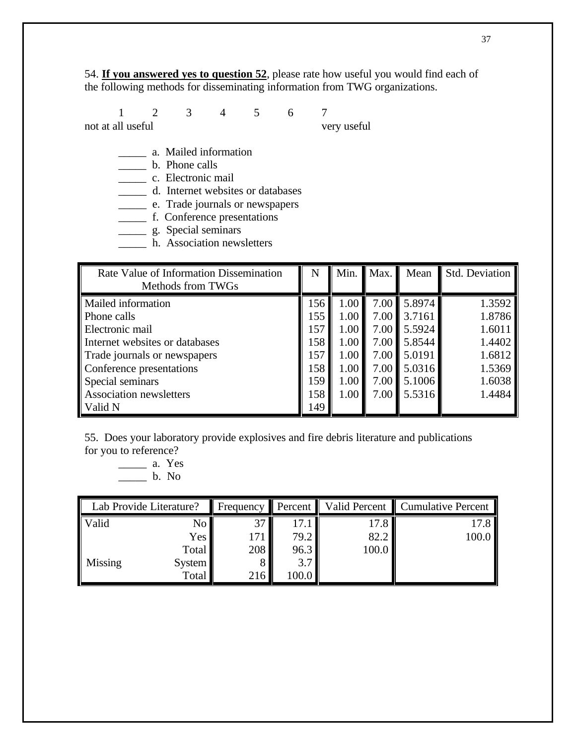54. **If you answered yes to question 52**, please rate how useful you would find each of the following methods for disseminating information from TWG organizations.

1 2 3 4 5 6 7
not at all useful very useful

_____ a. Mailed information
_____ b. Phone calls
_____ c. Electronic mail
_____ d. Internet websites or databases
_____ e. Trade journals or newspapers
_____ f. Conference presentations
_____ g. Special seminars
_____ h. Association newsletters

| Rate Value of Information Dissemination Methods from TWGs | N | Min. | Max. | Mean | Std. Deviation |
|---|---|---|---|---|---|
| Mailed information | 156 | 1.00 | 7.00 | 5.8974 | 1.3592 |
| Phone calls | 155 | 1.00 | 7.00 | 3.7161 | 1.8786 |
| Electronic mail | 157 | 1.00 | 7.00 | 5.5924 | 1.6011 |
| Internet websites or databases | 158 | 1.00 | 7.00 | 5.8544 | 1.4402 |
| Trade journals or newspapers | 157 | 1.00 | 7.00 | 5.0191 | 1.6812 |
| Conference presentations | 158 | 1.00 | 7.00 | 5.0316 | 1.5369 |
| Special seminars | 159 | 1.00 | 7.00 | 5.1006 | 1.6038 |
| Association newsletters | 158 | 1.00 | 7.00 | 5.5316 | 1.4484 |
| Valid N | 149 | | | | |

55. Does your laboratory provide explosives and fire debris literature and publications for you to reference?

_____ a. Yes
_____ b. No

| Lab Provide Literature? | | Frequency | Percent | Valid Percent | Cumulative Percent |
|---|---|---|---|---|---|
| Valid | No | 37 | 17.1 | 17.8 | 17.8 |
| | Yes | 171 | 79.2 | 82.2 | 100.0 |
| | Total | 208 | 96.3 | 100.0 | |
| Missing | System | 8 | 3.7 | | |
| | Total | 216 | 100.0 | | |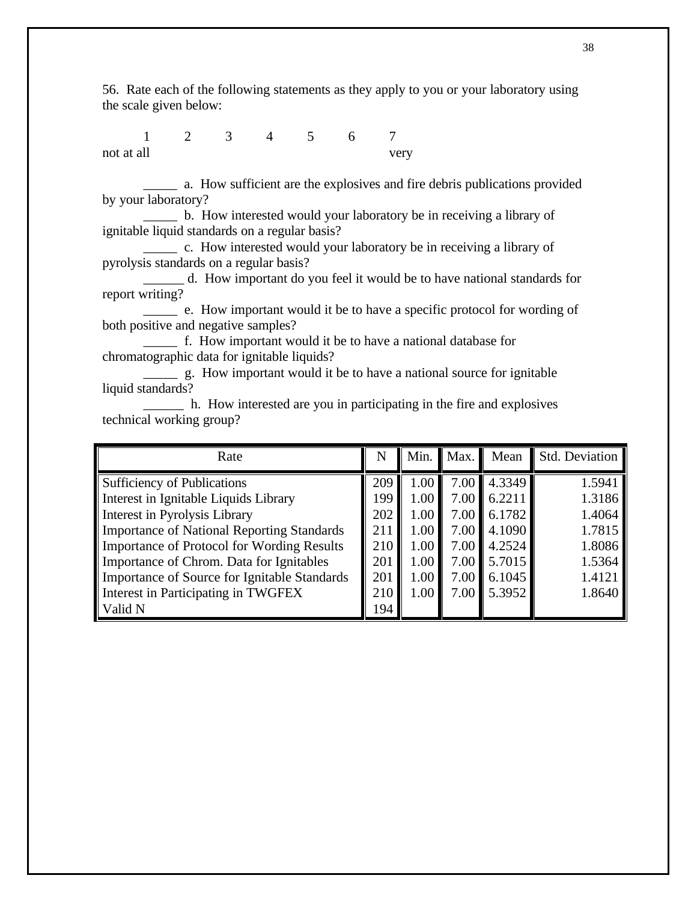56. Rate each of the following statements as they apply to you or your laboratory using the scale given below:

| 1 | 2 | 3 | 4 | 5 | 6 | 7 |
|---|---|---|---|---|---|---|
| not at all | | | | | | very |

_____ a. How sufficient are the explosives and fire debris publications provided by your laboratory?

_____ b. How interested would your laboratory be in receiving a library of ignitable liquid standards on a regular basis?

_____ c. How interested would your laboratory be in receiving a library of pyrolysis standards on a regular basis?

______ d. How important do you feel it would be to have national standards for report writing?

_____ e. How important would it be to have a specific protocol for wording of both positive and negative samples?

_____ f. How important would it be to have a national database for chromatographic data for ignitable liquids?

_____ g. How important would it be to have a national source for ignitable liquid standards?

______ h. How interested are you in participating in the fire and explosives technical working group?

| Rate | N | Min. | Max. | Mean | Std. Deviation |
|---|---|---|---|---|---|
| Sufficiency of Publications | 209 | 1.00 | 7.00 | 4.3349 | 1.5941 |
| Interest in Ignitable Liquids Library | 199 | 1.00 | 7.00 | 6.2211 | 1.3186 |
| Interest in Pyrolysis Library | 202 | 1.00 | 7.00 | 6.1782 | 1.4064 |
| Importance of National Reporting Standards | 211 | 1.00 | 7.00 | 4.1090 | 1.7815 |
| Importance of Protocol for Wording Results | 210 | 1.00 | 7.00 | 4.2524 | 1.8086 |
| Importance of Chrom. Data for Ignitables | 201 | 1.00 | 7.00 | 5.7015 | 1.5364 |
| Importance of Source for Ignitable Standards | 201 | 1.00 | 7.00 | 6.1045 | 1.4121 |
| Interest in Participating in TWGFEX | 210 | 1.00 | 7.00 | 5.3952 | 1.8640 |
| Valid N | 194 | | | | |